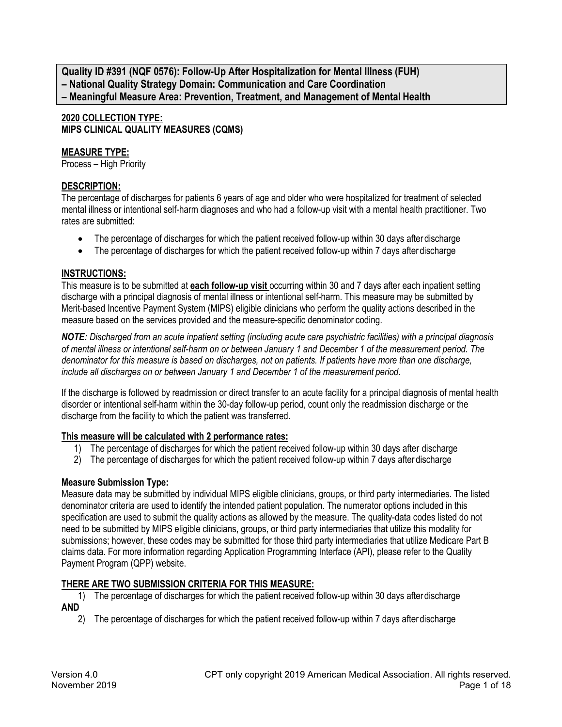**Quality ID #391 (NQF 0576): Follow-Up After Hospitalization for Mental Illness (FUH)**
**– National Quality Strategy Domain: Communication and Care Coordination**
**– Meaningful Measure Area: Prevention, Treatment, and Management of Mental Health**

**2020 COLLECTION TYPE:**
**MIPS CLINICAL QUALITY MEASURES (CQMS)**

**MEASURE TYPE:**
Process – High Priority

**DESCRIPTION:**
The percentage of discharges for patients 6 years of age and older who were hospitalized for treatment of selected mental illness or intentional self-harm diagnoses and who had a follow-up visit with a mental health practitioner. Two rates are submitted:

- The percentage of discharges for which the patient received follow-up within 30 days after discharge
- The percentage of discharges for which the patient received follow-up within 7 days after discharge

**INSTRUCTIONS:**
This measure is to be submitted at **each follow-up visit** occurring within 30 and 7 days after each inpatient setting discharge with a principal diagnosis of mental illness or intentional self-harm. This measure may be submitted by Merit-based Incentive Payment System (MIPS) eligible clinicians who perform the quality actions described in the measure based on the services provided and the measure-specific denominator coding.

***NOTE:*** *Discharged from an acute inpatient setting (including acute care psychiatric facilities) with a principal diagnosis of mental illness or intentional self-harm on or between January 1 and December 1 of the measurement period. The denominator for this measure is based on discharges, not on patients. If patients have more than one discharge, include all discharges on or between January 1 and December 1 of the measurement period.*

If the discharge is followed by readmission or direct transfer to an acute facility for a principal diagnosis of mental health disorder or intentional self-harm within the 30-day follow-up period, count only the readmission discharge or the discharge from the facility to which the patient was transferred.

**This measure will be calculated with 2 performance rates:**

1) The percentage of discharges for which the patient received follow-up within 30 days after discharge
2) The percentage of discharges for which the patient received follow-up within 7 days after discharge

**Measure Submission Type:**
Measure data may be submitted by individual MIPS eligible clinicians, groups, or third party intermediaries. The listed denominator criteria are used to identify the intended patient population. The numerator options included in this specification are used to submit the quality actions as allowed by the measure. The quality-data codes listed do not need to be submitted by MIPS eligible clinicians, groups, or third party intermediaries that utilize this modality for submissions; however, these codes may be submitted for those third party intermediaries that utilize Medicare Part B claims data. For more information regarding Application Programming Interface (API), please refer to the Quality Payment Program (QPP) website.

**THERE ARE TWO SUBMISSION CRITERIA FOR THIS MEASURE:**

1) The percentage of discharges for which the patient received follow-up within 30 days after discharge

**AND**

2) The percentage of discharges for which the patient received follow-up within 7 days after discharge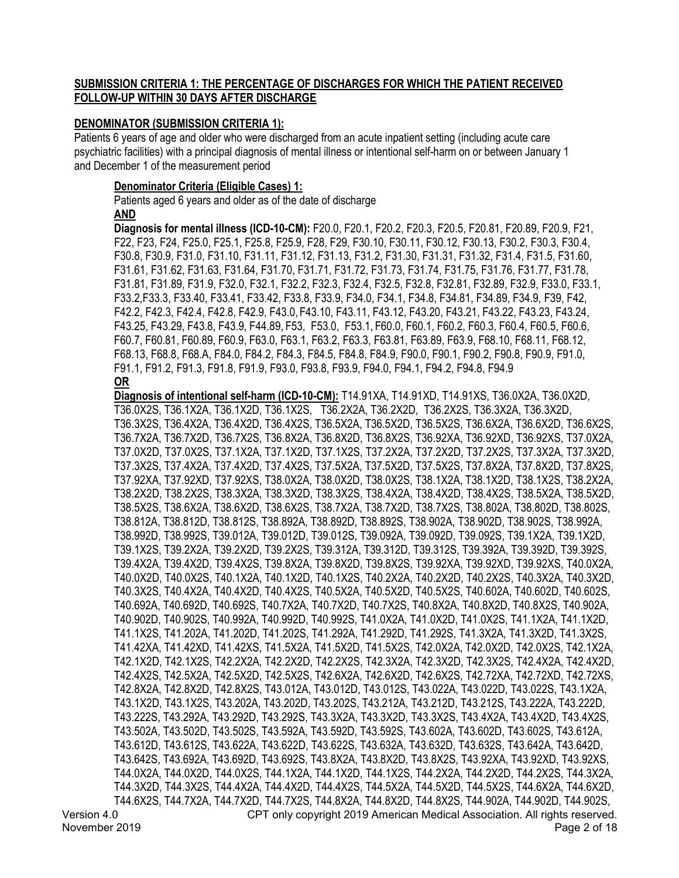**SUBMISSION CRITERIA 1: THE PERCENTAGE OF DISCHARGES FOR WHICH THE PATIENT RECEIVED FOLLOW-UP WITHIN 30 DAYS AFTER DISCHARGE**

**DENOMINATOR (SUBMISSION CRITERIA 1):**

Patients 6 years of age and older who were discharged from an acute inpatient setting (including acute care psychiatric facilities) with a principal diagnosis of mental illness or intentional self-harm on or between January 1 and December 1 of the measurement period

**Denominator Criteria (Eligible Cases) 1:**

Patients aged 6 years and older as of the date of discharge

**AND**

**Diagnosis for mental illness (ICD-10-CM):** F20.0, F20.1, F20.2, F20.3, F20.5, F20.81, F20.89, F20.9, F21, F22, F23, F24, F25.0, F25.1, F25.8, F25.9, F28, F29, F30.10, F30.11, F30.12, F30.13, F30.2, F30.3, F30.4, F30.8, F30.9, F31.0, F31.10, F31.11, F31.12, F31.13, F31.2, F31.30, F31.31, F31.32, F31.4, F31.5, F31.60, F31.61, F31.62, F31.63, F31.64, F31.70, F31.71, F31.72, F31.73, F31.74, F31.75, F31.76, F31.77, F31.78, F31.81, F31.89, F31.9, F32.0, F32.1, F32.2, F32.3, F32.4, F32.5, F32.8, F32.81, F32.89, F32.9, F33.0, F33.1, F33.2,F33.3, F33.40, F33.41, F33.42, F33.8, F33.9, F34.0, F34.1, F34.8, F34.81, F34.89, F34.9, F39, F42, F42.2, F42.3, F42.4, F42.8, F42.9, F43.0, F43.10, F43.11, F43.12, F43.20, F43.21, F43.22, F43.23, F43.24, F43.25, F43.29, F43.8, F43.9, F44.89, F53, F53.0, F53.1, F60.0, F60.1, F60.2, F60.3, F60.4, F60.5, F60.6, F60.7, F60.81, F60.89, F60.9, F63.0, F63.1, F63.2, F63.3, F63.81, F63.89, F63.9, F68.10, F68.11, F68.12, F68.13, F68.8, F68.A, F84.0, F84.2, F84.3, F84.5, F84.8, F84.9, F90.0, F90.1, F90.2, F90.8, F90.9, F91.0, F91.1, F91.2, F91.3, F91.8, F91.9, F93.0, F93.8, F93.9, F94.0, F94.1, F94.2, F94.8, F94.9

**OR**

**Diagnosis of intentional self-harm (ICD-10-CM):** T14.91XA, T14.91XD, T14.91XS, T36.0X2A, T36.0X2D, T36.0X2S, T36.1X2A, T36.1X2D, T36.1X2S, T36.2X2A, T36.2X2D, T36.2X2S, T36.3X2A, T36.3X2D, T36.3X2S, T36.4X2A, T36.4X2D, T36.4X2S, T36.5X2A, T36.5X2D, T36.5X2S, T36.6X2A, T36.6X2D, T36.6X2S, T36.7X2A, T36.7X2D, T36.7X2S, T36.8X2A, T36.8X2D, T36.8X2S, T36.92XA, T36.92XD, T36.92XS, T37.0X2A, T37.0X2D, T37.0X2S, T37.1X2A, T37.1X2D, T37.1X2S, T37.2X2A, T37.2X2D, T37.2X2S, T37.3X2A, T37.3X2D, T37.3X2S, T37.4X2A, T37.4X2D, T37.4X2S, T37.5X2A, T37.5X2D, T37.5X2S, T37.8X2A, T37.8X2D, T37.8X2S, T37.92XA, T37.92XD, T37.92XS, T38.0X2A, T38.0X2D, T38.0X2S, T38.1X2A, T38.1X2D, T38.1X2S, T38.2X2A, T38.2X2D, T38.2X2S, T38.3X2A, T38.3X2D, T38.3X2S, T38.4X2A, T38.4X2D, T38.4X2S, T38.5X2A, T38.5X2D, T38.5X2S, T38.6X2A, T38.6X2D, T38.6X2S, T38.7X2A, T38.7X2D, T38.7X2S, T38.802A, T38.802D, T38.802S, T38.812A, T38.812D, T38.812S, T38.892A, T38.892D, T38.892S, T38.902A, T38.902D, T38.902S, T38.992A, T38.992D, T38.992S, T39.012A, T39.012D, T39.012S, T39.092A, T39.092D, T39.092S, T39.1X2A, T39.1X2D, T39.1X2S, T39.2X2A, T39.2X2D, T39.2X2S, T39.312A, T39.312D, T39.312S, T39.392A, T39.392D, T39.392S, T39.4X2A, T39.4X2D, T39.4X2S, T39.8X2A, T39.8X2D, T39.8X2S, T39.92XA, T39.92XD, T39.92XS, T40.0X2A, T40.0X2D, T40.0X2S, T40.1X2A, T40.1X2D, T40.1X2S, T40.2X2A, T40.2X2D, T40.2X2S, T40.3X2A, T40.3X2D, T40.3X2S, T40.4X2A, T40.4X2D, T40.4X2S, T40.5X2A, T40.5X2D, T40.5X2S, T40.602A, T40.602D, T40.602S, T40.692A, T40.692D, T40.692S, T40.7X2A, T40.7X2D, T40.7X2S, T40.8X2A, T40.8X2D, T40.8X2S, T40.902A, T40.902D, T40.902S, T40.992A, T40.992D, T40.992S, T41.0X2A, T41.0X2D, T41.0X2S, T41.1X2A, T41.1X2D, T41.1X2S, T41.202A, T41.202D, T41.202S, T41.292A, T41.292D, T41.292S, T41.3X2A, T41.3X2D, T41.3X2S, T41.42XA, T41.42XD, T41.42XS, T41.5X2A, T41.5X2D, T41.5X2S, T42.0X2A, T42.0X2D, T42.0X2S, T42.1X2A, T42.1X2D, T42.1X2S, T42.2X2A, T42.2X2D, T42.2X2S, T42.3X2A, T42.3X2D, T42.3X2S, T42.4X2A, T42.4X2D, T42.4X2S, T42.5X2A, T42.5X2D, T42.5X2S, T42.6X2A, T42.6X2D, T42.6X2S, T42.72XA, T42.72XD, T42.72XS, T42.8X2A, T42.8X2D, T42.8X2S, T43.012A, T43.012D, T43.012S, T43.022A, T43.022D, T43.022S, T43.1X2A, T43.1X2D, T43.1X2S, T43.202A, T43.202D, T43.202S, T43.212A, T43.212D, T43.212S, T43.222A, T43.222D, T43.222S, T43.292A, T43.292D, T43.292S, T43.3X2A, T43.3X2D, T43.3X2S, T43.4X2A, T43.4X2D, T43.4X2S, T43.502A, T43.502D, T43.502S, T43.592A, T43.592D, T43.592S, T43.602A, T43.602D, T43.602S, T43.612A, T43.612D, T43.612S, T43.622A, T43.622D, T43.622S, T43.632A, T43.632D, T43.632S, T43.642A, T43.642D, T43.642S, T43.692A, T43.692D, T43.692S, T43.8X2A, T43.8X2D, T43.8X2S, T43.92XA, T43.92XD, T43.92XS, T44.0X2A, T44.0X2D, T44.0X2S, T44.1X2A, T44.1X2D, T44.1X2S, T44.2X2A, T44.2X2D, T44.2X2S, T44.3X2A, T44.3X2D, T44.3X2S, T44.4X2A, T44.4X2D, T44.4X2S, T44.5X2A, T44.5X2D, T44.5X2S, T44.6X2A, T44.6X2D, T44.6X2S, T44.7X2A, T44.7X2D, T44.7X2S, T44.8X2A, T44.8X2D, T44.8X2S, T44.902A, T44.902D, T44.902S,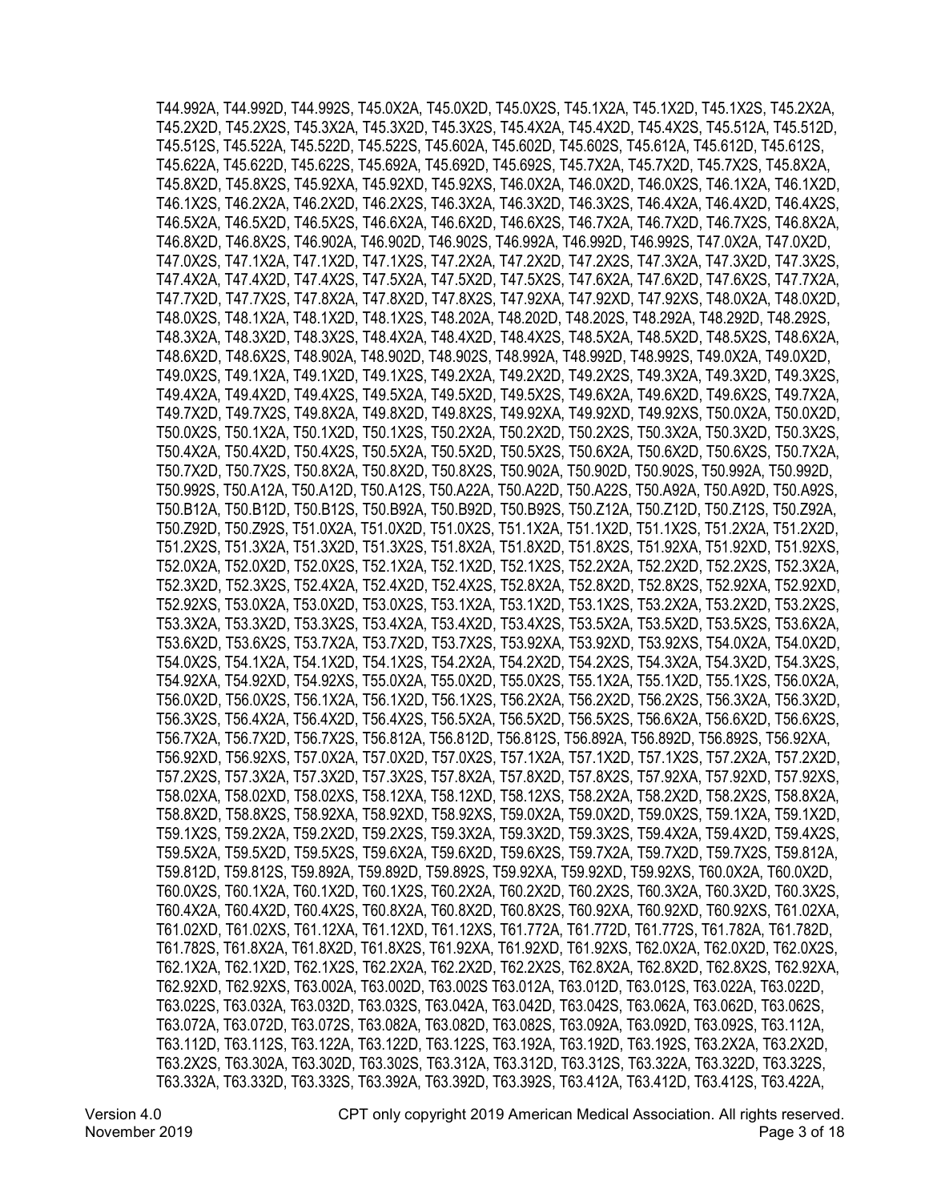T44.992A, T44.992D, T44.992S, T45.0X2A, T45.0X2D, T45.0X2S, T45.1X2A, T45.1X2D, T45.1X2S, T45.2X2A, T45.2X2D, T45.2X2S, T45.3X2A, T45.3X2D, T45.3X2S, T45.4X2A, T45.4X2D, T45.4X2S, T45.512A, T45.512D, T45.512S, T45.522A, T45.522D, T45.522S, T45.602A, T45.602D, T45.602S, T45.612A, T45.612D, T45.612S, T45.622A, T45.622D, T45.622S, T45.692A, T45.692D, T45.692S, T45.7X2A, T45.7X2D, T45.7X2S, T45.8X2A, T45.8X2D, T45.8X2S, T45.92XA, T45.92XD, T45.92XS, T46.0X2A, T46.0X2D, T46.0X2S, T46.1X2A, T46.1X2D, T46.1X2S, T46.2X2A, T46.2X2D, T46.2X2S, T46.3X2A, T46.3X2D, T46.3X2S, T46.4X2A, T46.4X2D, T46.4X2S, T46.5X2A, T46.5X2D, T46.5X2S, T46.6X2A, T46.6X2D, T46.6X2S, T46.7X2A, T46.7X2D, T46.7X2S, T46.8X2A, T46.8X2D, T46.8X2S, T46.902A, T46.902D, T46.902S, T46.992A, T46.992D, T46.992S, T47.0X2A, T47.0X2D, T47.0X2S, T47.1X2A, T47.1X2D, T47.1X2S, T47.2X2A, T47.2X2D, T47.2X2S, T47.3X2A, T47.3X2D, T47.3X2S, T47.4X2A, T47.4X2D, T47.4X2S, T47.5X2A, T47.5X2D, T47.5X2S, T47.6X2A, T47.6X2D, T47.6X2S, T47.7X2A, T47.7X2D, T47.7X2S, T47.8X2A, T47.8X2D, T47.8X2S, T47.92XA, T47.92XD, T47.92XS, T48.0X2A, T48.0X2D, T48.0X2S, T48.1X2A, T48.1X2D, T48.1X2S, T48.202A, T48.202D, T48.202S, T48.292A, T48.292D, T48.292S, T48.3X2A, T48.3X2D, T48.3X2S, T48.4X2A, T48.4X2D, T48.4X2S, T48.5X2A, T48.5X2D, T48.5X2S, T48.6X2A, T48.6X2D, T48.6X2S, T48.902A, T48.902D, T48.902S, T48.992A, T48.992D, T48.992S, T49.0X2A, T49.0X2D, T49.0X2S, T49.1X2A, T49.1X2D, T49.1X2S, T49.2X2A, T49.2X2D, T49.2X2S, T49.3X2A, T49.3X2D, T49.3X2S, T49.4X2A, T49.4X2D, T49.4X2S, T49.5X2A, T49.5X2D, T49.5X2S, T49.6X2A, T49.6X2D, T49.6X2S, T49.7X2A, T49.7X2D, T49.7X2S, T49.8X2A, T49.8X2D, T49.8X2S, T49.92XA, T49.92XD, T49.92XS, T50.0X2A, T50.0X2D, T50.0X2S, T50.1X2A, T50.1X2D, T50.1X2S, T50.2X2A, T50.2X2D, T50.2X2S, T50.3X2A, T50.3X2D, T50.3X2S, T50.4X2A, T50.4X2D, T50.4X2S, T50.5X2A, T50.5X2D, T50.5X2S, T50.6X2A, T50.6X2D, T50.6X2S, T50.7X2A, T50.7X2D, T50.7X2S, T50.8X2A, T50.8X2D, T50.8X2S, T50.902A, T50.902D, T50.902S, T50.992A, T50.992D, T50.992S, T50.A12A, T50.A12D, T50.A12S, T50.A22A, T50.A22D, T50.A22S, T50.A92A, T50.A92D, T50.A92S, T50.B12A, T50.B12D, T50.B12S, T50.B92A, T50.B92D, T50.B92S, T50.Z12A, T50.Z12D, T50.Z12S, T50.Z92A, T50.Z92D, T50.Z92S, T51.0X2A, T51.0X2D, T51.0X2S, T51.1X2A, T51.1X2D, T51.1X2S, T51.2X2A, T51.2X2D, T51.2X2S, T51.3X2A, T51.3X2D, T51.3X2S, T51.8X2A, T51.8X2D, T51.8X2S, T51.92XA, T51.92XD, T51.92XS, T52.0X2A, T52.0X2D, T52.0X2S, T52.1X2A, T52.1X2D, T52.1X2S, T52.2X2A, T52.2X2D, T52.2X2S, T52.3X2A, T52.3X2D, T52.3X2S, T52.4X2A, T52.4X2D, T52.4X2S, T52.8X2A, T52.8X2D, T52.8X2S, T52.92XA, T52.92XD, T52.92XS, T53.0X2A, T53.0X2D, T53.0X2S, T53.1X2A, T53.1X2D, T53.1X2S, T53.2X2A, T53.2X2D, T53.2X2S, T53.3X2A, T53.3X2D, T53.3X2S, T53.4X2A, T53.4X2D, T53.4X2S, T53.5X2A, T53.5X2D, T53.5X2S, T53.6X2A, T53.6X2D, T53.6X2S, T53.7X2A, T53.7X2D, T53.7X2S, T53.92XA, T53.92XD, T53.92XS, T54.0X2A, T54.0X2D, T54.0X2S, T54.1X2A, T54.1X2D, T54.1X2S, T54.2X2A, T54.2X2D, T54.2X2S, T54.3X2A, T54.3X2D, T54.3X2S, T54.92XA, T54.92XD, T54.92XS, T55.0X2A, T55.0X2D, T55.0X2S, T55.1X2A, T55.1X2D, T55.1X2S, T56.0X2A, T56.0X2D, T56.0X2S, T56.1X2A, T56.1X2D, T56.1X2S, T56.2X2A, T56.2X2D, T56.2X2S, T56.3X2A, T56.3X2D, T56.3X2S, T56.4X2A, T56.4X2D, T56.4X2S, T56.5X2A, T56.5X2D, T56.5X2S, T56.6X2A, T56.6X2D, T56.6X2S, T56.7X2A, T56.7X2D, T56.7X2S, T56.812A, T56.812D, T56.812S, T56.892A, T56.892D, T56.892S, T56.92XA, T56.92XD, T56.92XS, T57.0X2A, T57.0X2D, T57.0X2S, T57.1X2A, T57.1X2D, T57.1X2S, T57.2X2A, T57.2X2D, T57.2X2S, T57.3X2A, T57.3X2D, T57.3X2S, T57.8X2A, T57.8X2D, T57.8X2S, T57.92XA, T57.92XD, T57.92XS, T58.02XA, T58.02XD, T58.02XS, T58.12XA, T58.12XD, T58.12XS, T58.2X2A, T58.2X2D, T58.2X2S, T58.8X2A, T58.8X2D, T58.8X2S, T58.92XA, T58.92XD, T58.92XS, T59.0X2A, T59.0X2D, T59.0X2S, T59.1X2A, T59.1X2D, T59.1X2S, T59.2X2A, T59.2X2D, T59.2X2S, T59.3X2A, T59.3X2D, T59.3X2S, T59.4X2A, T59.4X2D, T59.4X2S, T59.5X2A, T59.5X2D, T59.5X2S, T59.6X2A, T59.6X2D, T59.6X2S, T59.7X2A, T59.7X2D, T59.7X2S, T59.812A, T59.812D, T59.812S, T59.892A, T59.892D, T59.892S, T59.92XA, T59.92XD, T59.92XS, T60.0X2A, T60.0X2D, T60.0X2S, T60.1X2A, T60.1X2D, T60.1X2S, T60.2X2A, T60.2X2D, T60.2X2S, T60.3X2A, T60.3X2D, T60.3X2S, T60.4X2A, T60.4X2D, T60.4X2S, T60.8X2A, T60.8X2D, T60.8X2S, T60.92XA, T60.92XD, T60.92XS, T61.02XA, T61.02XD, T61.02XS, T61.12XA, T61.12XD, T61.12XS, T61.772A, T61.772D, T61.772S, T61.782A, T61.782D, T61.782S, T61.8X2A, T61.8X2D, T61.8X2S, T61.92XA, T61.92XD, T61.92XS, T62.0X2A, T62.0X2D, T62.0X2S, T62.1X2A, T62.1X2D, T62.1X2S, T62.2X2A, T62.2X2D, T62.2X2S, T62.8X2A, T62.8X2D, T62.8X2S, T62.92XA, T62.92XD, T62.92XS, T63.002A, T63.002D, T63.002S T63.012A, T63.012D, T63.012S, T63.022A, T63.022D, T63.022S, T63.032A, T63.032D, T63.032S, T63.042A, T63.042D, T63.042S, T63.062A, T63.062D, T63.062S, T63.072A, T63.072D, T63.072S, T63.082A, T63.082D, T63.082S, T63.092A, T63.092D, T63.092S, T63.112A, T63.112D, T63.112S, T63.122A, T63.122D, T63.122S, T63.192A, T63.192D, T63.192S, T63.2X2A, T63.2X2D, T63.2X2S, T63.302A, T63.302D, T63.302S, T63.312A, T63.312D, T63.312S, T63.322A, T63.322D, T63.322S, T63.332A, T63.332D, T63.332S, T63.392A, T63.392D, T63.392S, T63.412A, T63.412D, T63.412S, T63.422A,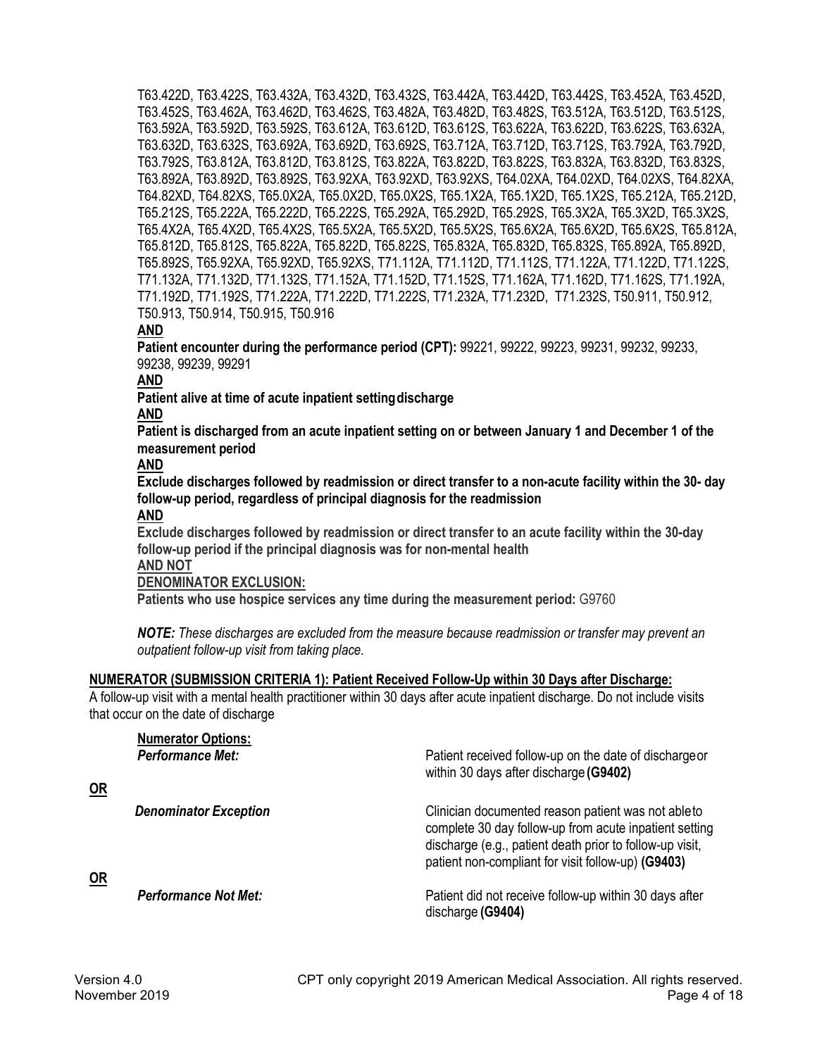T63.422D, T63.422S, T63.432A, T63.432D, T63.432S, T63.442A, T63.442D, T63.442S, T63.452A, T63.452D, T63.452S, T63.462A, T63.462D, T63.462S, T63.482A, T63.482D, T63.482S, T63.512A, T63.512D, T63.512S, T63.592A, T63.592D, T63.592S, T63.612A, T63.612D, T63.612S, T63.622A, T63.622D, T63.622S, T63.632A, T63.632D, T63.632S, T63.692A, T63.692D, T63.692S, T63.712A, T63.712D, T63.712S, T63.792A, T63.792D, T63.792S, T63.812A, T63.812D, T63.812S, T63.822A, T63.822D, T63.822S, T63.832A, T63.832D, T63.832S, T63.892A, T63.892D, T63.892S, T63.92XA, T63.92XD, T63.92XS, T64.02XA, T64.02XD, T64.02XS, T64.82XA, T64.82XD, T64.82XS, T65.0X2A, T65.0X2D, T65.0X2S, T65.1X2A, T65.1X2D, T65.1X2S, T65.212A, T65.212D, T65.212S, T65.222A, T65.222D, T65.222S, T65.292A, T65.292D, T65.292S, T65.3X2A, T65.3X2D, T65.3X2S, T65.4X2A, T65.4X2D, T65.4X2S, T65.5X2A, T65.5X2D, T65.5X2S, T65.6X2A, T65.6X2D, T65.6X2S, T65.812A, T65.812D, T65.812S, T65.822A, T65.822D, T65.822S, T65.832A, T65.832D, T65.832S, T65.892A, T65.892D, T65.892S, T65.92XA, T65.92XD, T65.92XS, T71.112A, T71.112D, T71.112S, T71.122A, T71.122D, T71.122S, T71.132A, T71.132D, T71.132S, T71.152A, T71.152D, T71.152S, T71.162A, T71.162D, T71.162S, T71.192A, T71.192D, T71.192S, T71.222A, T71.222D, T71.222S, T71.232A, T71.232D, T71.232S, T50.911, T50.912, T50.913, T50.914, T50.915, T50.916

**AND**

**Patient encounter during the performance period (CPT):** 99221, 99222, 99223, 99231, 99232, 99233, 99238, 99239, 99291

**AND**

**Patient alive at time of acute inpatient setting discharge**

**AND**

**Patient is discharged from an acute inpatient setting on or between January 1 and December 1 of the measurement period**

**AND**

**Exclude discharges followed by readmission or direct transfer to a non-acute facility within the 30- day follow-up period, regardless of principal diagnosis for the readmission**

**AND**

**Exclude discharges followed by readmission or direct transfer to an acute facility within the 30-day follow-up period if the principal diagnosis was for non-mental health**

**AND NOT**

**DENOMINATOR EXCLUSION:**

**Patients who use hospice services any time during the measurement period:** G9760

***NOTE:*** *These discharges are excluded from the measure because readmission or transfer may prevent an outpatient follow-up visit from taking place.*

**NUMERATOR (SUBMISSION CRITERIA 1): Patient Received Follow-Up within 30 Days after Discharge:**

A follow-up visit with a mental health practitioner within 30 days after acute inpatient discharge. Do not include visits that occur on the date of discharge

**Numerator Options:**

| | |
|---|---|
| ***Performance Met:*** | Patient received follow-up on the date of discharge or within 30 days after discharge **(G9402)** |
| **OR** | |
| ***Denominator Exception*** | Clinician documented reason patient was not able to complete 30 day follow-up from acute inpatient setting discharge (e.g., patient death prior to follow-up visit, patient non-compliant for visit follow-up) **(G9403)** |
| **OR** | |
| ***Performance Not Met:*** | Patient did not receive follow-up within 30 days after discharge **(G9404)** |

Version 4.0
November 2019

CPT only copyright 2019 American Medical Association. All rights reserved.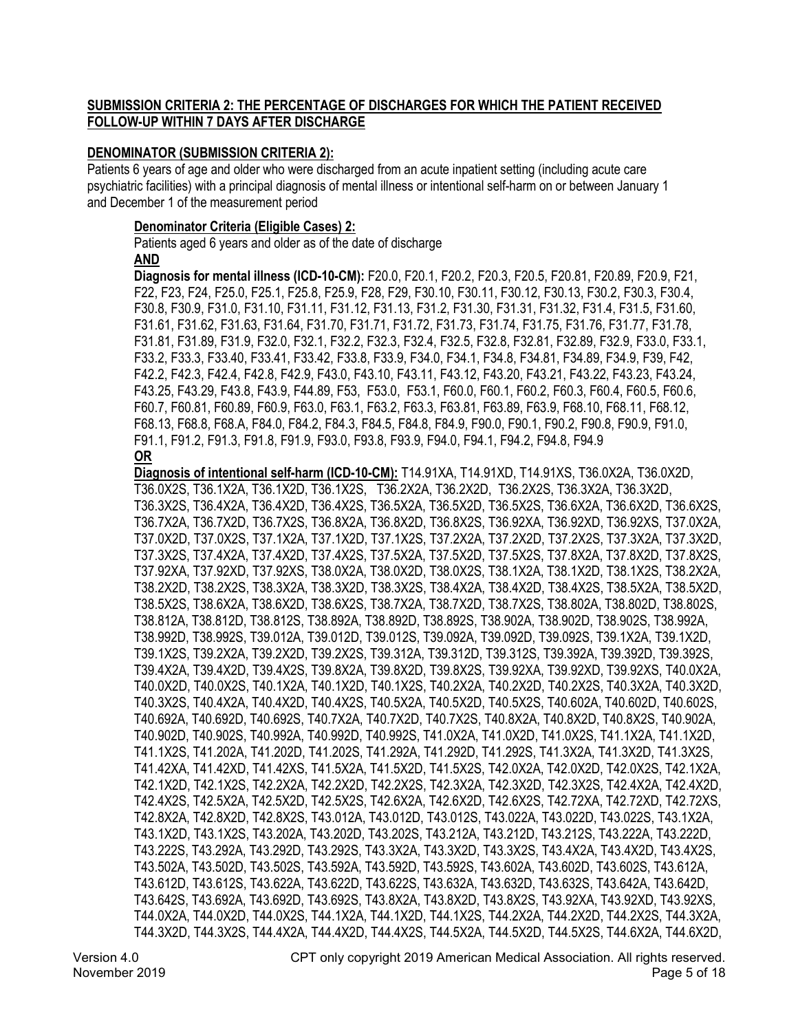**SUBMISSION CRITERIA 2: THE PERCENTAGE OF DISCHARGES FOR WHICH THE PATIENT RECEIVED FOLLOW-UP WITHIN 7 DAYS AFTER DISCHARGE**

**DENOMINATOR (SUBMISSION CRITERIA 2):**

Patients 6 years of age and older who were discharged from an acute inpatient setting (including acute care psychiatric facilities) with a principal diagnosis of mental illness or intentional self-harm on or between January 1 and December 1 of the measurement period

**Denominator Criteria (Eligible Cases) 2:**

Patients aged 6 years and older as of the date of discharge

**AND**

**Diagnosis for mental illness (ICD-10-CM):** F20.0, F20.1, F20.2, F20.3, F20.5, F20.81, F20.89, F20.9, F21, F22, F23, F24, F25.0, F25.1, F25.8, F25.9, F28, F29, F30.10, F30.11, F30.12, F30.13, F30.2, F30.3, F30.4, F30.8, F30.9, F31.0, F31.10, F31.11, F31.12, F31.13, F31.2, F31.30, F31.31, F31.32, F31.4, F31.5, F31.60, F31.61, F31.62, F31.63, F31.64, F31.70, F31.71, F31.72, F31.73, F31.74, F31.75, F31.76, F31.77, F31.78, F31.81, F31.89, F31.9, F32.0, F32.1, F32.2, F32.3, F32.4, F32.5, F32.8, F32.81, F32.89, F32.9, F33.0, F33.1, F33.2, F33.3, F33.40, F33.41, F33.42, F33.8, F33.9, F34.0, F34.1, F34.8, F34.81, F34.89, F34.9, F39, F42, F42.2, F42.3, F42.4, F42.8, F42.9, F43.0, F43.10, F43.11, F43.12, F43.20, F43.21, F43.22, F43.23, F43.24, F43.25, F43.29, F43.8, F43.9, F44.89, F53, F53.0, F53.1, F60.0, F60.1, F60.2, F60.3, F60.4, F60.5, F60.6, F60.7, F60.81, F60.89, F60.9, F63.0, F63.1, F63.2, F63.3, F63.81, F63.89, F63.9, F68.10, F68.11, F68.12, F68.13, F68.8, F68.A, F84.0, F84.2, F84.3, F84.5, F84.8, F84.9, F90.0, F90.1, F90.2, F90.8, F90.9, F91.0, F91.1, F91.2, F91.3, F91.8, F91.9, F93.0, F93.8, F93.9, F94.0, F94.1, F94.2, F94.8, F94.9

**OR**

**Diagnosis of intentional self-harm (ICD-10-CM):** T14.91XA, T14.91XD, T14.91XS, T36.0X2A, T36.0X2D, T36.0X2S, T36.1X2A, T36.1X2D, T36.1X2S, T36.2X2A, T36.2X2D, T36.2X2S, T36.3X2A, T36.3X2D, T36.3X2S, T36.4X2A, T36.4X2D, T36.4X2S, T36.5X2A, T36.5X2D, T36.5X2S, T36.6X2A, T36.6X2D, T36.6X2S, T36.7X2A, T36.7X2D, T36.7X2S, T36.8X2A, T36.8X2D, T36.8X2S, T36.92XA, T36.92XD, T36.92XS, T37.0X2A, T37.0X2D, T37.0X2S, T37.1X2A, T37.1X2D, T37.1X2S, T37.2X2A, T37.2X2D, T37.2X2S, T37.3X2A, T37.3X2D, T37.3X2S, T37.4X2A, T37.4X2D, T37.4X2S, T37.5X2A, T37.5X2D, T37.5X2S, T37.8X2A, T37.8X2D, T37.8X2S, T37.92XA, T37.92XD, T37.92XS, T38.0X2A, T38.0X2D, T38.0X2S, T38.1X2A, T38.1X2D, T38.1X2S, T38.2X2A, T38.2X2D, T38.2X2S, T38.3X2A, T38.3X2D, T38.3X2S, T38.4X2A, T38.4X2D, T38.4X2S, T38.5X2A, T38.5X2D, T38.5X2S, T38.6X2A, T38.6X2D, T38.6X2S, T38.7X2A, T38.7X2D, T38.7X2S, T38.802A, T38.802D, T38.802S, T38.812A, T38.812D, T38.812S, T38.892A, T38.892D, T38.892S, T38.902A, T38.902D, T38.902S, T38.992A, T38.992D, T38.992S, T39.012A, T39.012D, T39.012S, T39.092A, T39.092D, T39.092S, T39.1X2A, T39.1X2D, T39.1X2S, T39.2X2A, T39.2X2D, T39.2X2S, T39.312A, T39.312D, T39.312S, T39.392A, T39.392D, T39.392S, T39.4X2A, T39.4X2D, T39.4X2S, T39.8X2A, T39.8X2D, T39.8X2S, T39.92XA, T39.92XD, T39.92XS, T40.0X2A, T40.0X2D, T40.0X2S, T40.1X2A, T40.1X2D, T40.1X2S, T40.2X2A, T40.2X2D, T40.2X2S, T40.3X2A, T40.3X2D, T40.3X2S, T40.4X2A, T40.4X2D, T40.4X2S, T40.5X2A, T40.5X2D, T40.5X2S, T40.602A, T40.602D, T40.602S, T40.692A, T40.692D, T40.692S, T40.7X2A, T40.7X2D, T40.7X2S, T40.8X2A, T40.8X2D, T40.8X2S, T40.902A, T40.902D, T40.902S, T40.992A, T40.992D, T40.992S, T41.0X2A, T41.0X2D, T41.0X2S, T41.1X2A, T41.1X2D, T41.1X2S, T41.202A, T41.202D, T41.202S, T41.292A, T41.292D, T41.292S, T41.3X2A, T41.3X2D, T41.3X2S, T41.42XA, T41.42XD, T41.42XS, T41.5X2A, T41.5X2D, T41.5X2S, T42.0X2A, T42.0X2D, T42.0X2S, T42.1X2A, T42.1X2D, T42.1X2S, T42.2X2A, T42.2X2D, T42.2X2S, T42.3X2A, T42.3X2D, T42.3X2S, T42.4X2A, T42.4X2D, T42.4X2S, T42.5X2A, T42.5X2D, T42.5X2S, T42.6X2A, T42.6X2D, T42.6X2S, T42.72XA, T42.72XD, T42.72XS, T42.8X2A, T42.8X2D, T42.8X2S, T43.012A, T43.012D, T43.012S, T43.022A, T43.022D, T43.022S, T43.1X2A, T43.1X2D, T43.1X2S, T43.202A, T43.202D, T43.202S, T43.212A, T43.212D, T43.212S, T43.222A, T43.222D, T43.222S, T43.292A, T43.292D, T43.292S, T43.3X2A, T43.3X2D, T43.3X2S, T43.4X2A, T43.4X2D, T43.4X2S, T43.502A, T43.502D, T43.502S, T43.592A, T43.592D, T43.592S, T43.602A, T43.602D, T43.602S, T43.612A, T43.612D, T43.612S, T43.622A, T43.622D, T43.622S, T43.632A, T43.632D, T43.632S, T43.642A, T43.642D, T43.642S, T43.692A, T43.692D, T43.692S, T43.8X2A, T43.8X2D, T43.8X2S, T43.92XA, T43.92XD, T43.92XS, T44.0X2A, T44.0X2D, T44.0X2S, T44.1X2A, T44.1X2D, T44.1X2S, T44.2X2A, T44.2X2D, T44.2X2S, T44.3X2A, T44.3X2D, T44.3X2S, T44.4X2A, T44.4X2D, T44.4X2S, T44.5X2A, T44.5X2D, T44.5X2S, T44.6X2A, T44.6X2D,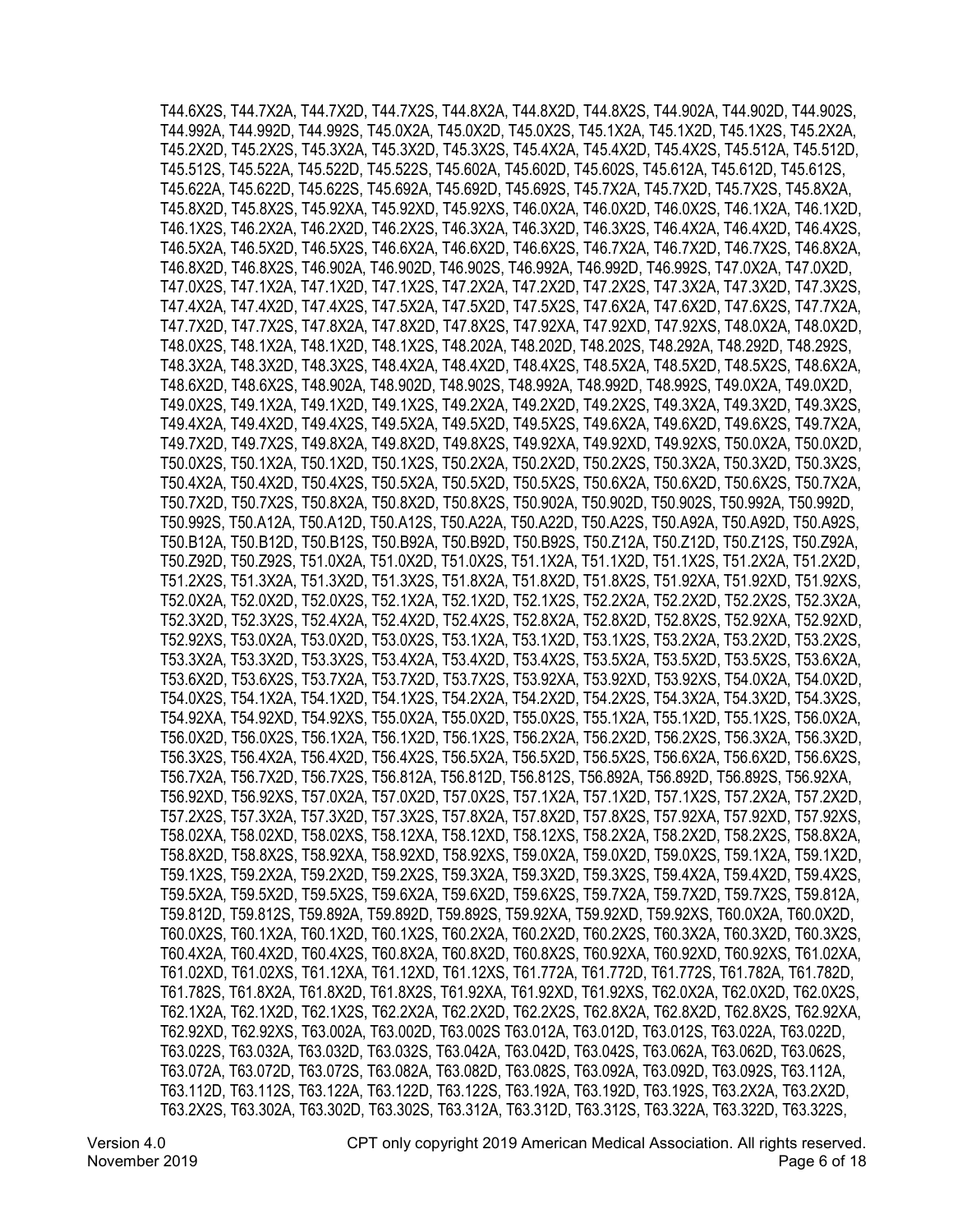T44.6X2S, T44.7X2A, T44.7X2D, T44.7X2S, T44.8X2A, T44.8X2D, T44.8X2S, T44.902A, T44.902D, T44.902S, T44.992A, T44.992D, T44.992S, T45.0X2A, T45.0X2D, T45.0X2S, T45.1X2A, T45.1X2D, T45.1X2S, T45.2X2A, T45.2X2D, T45.2X2S, T45.3X2A, T45.3X2D, T45.3X2S, T45.4X2A, T45.4X2D, T45.4X2S, T45.512A, T45.512D, T45.512S, T45.522A, T45.522D, T45.522S, T45.602A, T45.602D, T45.602S, T45.612A, T45.612D, T45.612S, T45.622A, T45.622D, T45.622S, T45.692A, T45.692D, T45.692S, T45.7X2A, T45.7X2D, T45.7X2S, T45.8X2A, T45.8X2D, T45.8X2S, T45.92XA, T45.92XD, T45.92XS, T46.0X2A, T46.0X2D, T46.0X2S, T46.1X2A, T46.1X2D, T46.1X2S, T46.2X2A, T46.2X2D, T46.2X2S, T46.3X2A, T46.3X2D, T46.3X2S, T46.4X2A, T46.4X2D, T46.4X2S, T46.5X2A, T46.5X2D, T46.5X2S, T46.6X2A, T46.6X2D, T46.6X2S, T46.7X2A, T46.7X2D, T46.7X2S, T46.8X2A, T46.8X2D, T46.8X2S, T46.902A, T46.902D, T46.902S, T46.992A, T46.992D, T46.992S, T47.0X2A, T47.0X2D, T47.0X2S, T47.1X2A, T47.1X2D, T47.1X2S, T47.2X2A, T47.2X2D, T47.2X2S, T47.3X2A, T47.3X2D, T47.3X2S, T47.4X2A, T47.4X2D, T47.4X2S, T47.5X2A, T47.5X2D, T47.5X2S, T47.6X2A, T47.6X2D, T47.6X2S, T47.7X2A, T47.7X2D, T47.7X2S, T47.8X2A, T47.8X2D, T47.8X2S, T47.92XA, T47.92XD, T47.92XS, T48.0X2A, T48.0X2D, T48.0X2S, T48.1X2A, T48.1X2D, T48.1X2S, T48.202A, T48.202D, T48.202S, T48.292A, T48.292D, T48.292S, T48.3X2A, T48.3X2D, T48.3X2S, T48.4X2A, T48.4X2D, T48.4X2S, T48.5X2A, T48.5X2D, T48.5X2S, T48.6X2A, T48.6X2D, T48.6X2S, T48.902A, T48.902D, T48.902S, T48.992A, T48.992D, T48.992S, T49.0X2A, T49.0X2D, T49.0X2S, T49.1X2A, T49.1X2D, T49.1X2S, T49.2X2A, T49.2X2D, T49.2X2S, T49.3X2A, T49.3X2D, T49.3X2S, T49.4X2A, T49.4X2D, T49.4X2S, T49.5X2A, T49.5X2D, T49.5X2S, T49.6X2A, T49.6X2D, T49.6X2S, T49.7X2A, T49.7X2D, T49.7X2S, T49.8X2A, T49.8X2D, T49.8X2S, T49.92XA, T49.92XD, T49.92XS, T50.0X2A, T50.0X2D, T50.0X2S, T50.1X2A, T50.1X2D, T50.1X2S, T50.2X2A, T50.2X2D, T50.2X2S, T50.3X2A, T50.3X2D, T50.3X2S, T50.4X2A, T50.4X2D, T50.4X2S, T50.5X2A, T50.5X2D, T50.5X2S, T50.6X2A, T50.6X2D, T50.6X2S, T50.7X2A, T50.7X2D, T50.7X2S, T50.8X2A, T50.8X2D, T50.8X2S, T50.902A, T50.902D, T50.902S, T50.992A, T50.992D, T50.992S, T50.A12A, T50.A12D, T50.A12S, T50.A22A, T50.A22D, T50.A22S, T50.A92A, T50.A92D, T50.A92S, T50.B12A, T50.B12D, T50.B12S, T50.B92A, T50.B92D, T50.B92S, T50.Z12A, T50.Z12D, T50.Z12S, T50.Z92A, T50.Z92D, T50.Z92S, T51.0X2A, T51.0X2D, T51.0X2S, T51.1X2A, T51.1X2D, T51.1X2S, T51.2X2A, T51.2X2D, T51.2X2S, T51.3X2A, T51.3X2D, T51.3X2S, T51.8X2A, T51.8X2D, T51.8X2S, T51.92XA, T51.92XD, T51.92XS, T52.0X2A, T52.0X2D, T52.0X2S, T52.1X2A, T52.1X2D, T52.1X2S, T52.2X2A, T52.2X2D, T52.2X2S, T52.3X2A, T52.3X2D, T52.3X2S, T52.4X2A, T52.4X2D, T52.4X2S, T52.8X2A, T52.8X2D, T52.8X2S, T52.92XA, T52.92XD, T52.92XS, T53.0X2A, T53.0X2D, T53.0X2S, T53.1X2A, T53.1X2D, T53.1X2S, T53.2X2A, T53.2X2D, T53.2X2S, T53.3X2A, T53.3X2D, T53.3X2S, T53.4X2A, T53.4X2D, T53.4X2S, T53.5X2A, T53.5X2D, T53.5X2S, T53.6X2A, T53.6X2D, T53.6X2S, T53.7X2A, T53.7X2D, T53.7X2S, T53.92XA, T53.92XD, T53.92XS, T54.0X2A, T54.0X2D, T54.0X2S, T54.1X2A, T54.1X2D, T54.1X2S, T54.2X2A, T54.2X2D, T54.2X2S, T54.3X2A, T54.3X2D, T54.3X2S, T54.92XA, T54.92XD, T54.92XS, T55.0X2A, T55.0X2D, T55.0X2S, T55.1X2A, T55.1X2D, T55.1X2S, T56.0X2A, T56.0X2D, T56.0X2S, T56.1X2A, T56.1X2D, T56.1X2S, T56.2X2A, T56.2X2D, T56.2X2S, T56.3X2A, T56.3X2D, T56.3X2S, T56.4X2A, T56.4X2D, T56.4X2S, T56.5X2A, T56.5X2D, T56.5X2S, T56.6X2A, T56.6X2D, T56.6X2S, T56.7X2A, T56.7X2D, T56.7X2S, T56.812A, T56.812D, T56.812S, T56.892A, T56.892D, T56.892S, T56.92XA, T56.92XD, T56.92XS, T57.0X2A, T57.0X2D, T57.0X2S, T57.1X2A, T57.1X2D, T57.1X2S, T57.2X2A, T57.2X2D, T57.2X2S, T57.3X2A, T57.3X2D, T57.3X2S, T57.8X2A, T57.8X2D, T57.8X2S, T57.92XA, T57.92XD, T57.92XS, T58.02XA, T58.02XD, T58.02XS, T58.12XA, T58.12XD, T58.12XS, T58.2X2A, T58.2X2D, T58.2X2S, T58.8X2A, T58.8X2D, T58.8X2S, T58.92XA, T58.92XD, T58.92XS, T59.0X2A, T59.0X2D, T59.0X2S, T59.1X2A, T59.1X2D, T59.1X2S, T59.2X2A, T59.2X2D, T59.2X2S, T59.3X2A, T59.3X2D, T59.3X2S, T59.4X2A, T59.4X2D, T59.4X2S, T59.5X2A, T59.5X2D, T59.5X2S, T59.6X2A, T59.6X2D, T59.6X2S, T59.7X2A, T59.7X2D, T59.7X2S, T59.812A, T59.812D, T59.812S, T59.892A, T59.892D, T59.892S, T59.92XA, T59.92XD, T59.92XS, T60.0X2A, T60.0X2D, T60.0X2S, T60.1X2A, T60.1X2D, T60.1X2S, T60.2X2A, T60.2X2D, T60.2X2S, T60.3X2A, T60.3X2D, T60.3X2S, T60.4X2A, T60.4X2D, T60.4X2S, T60.8X2A, T60.8X2D, T60.8X2S, T60.92XA, T60.92XD, T60.92XS, T61.02XA, T61.02XD, T61.02XS, T61.12XA, T61.12XD, T61.12XS, T61.772A, T61.772D, T61.772S, T61.782A, T61.782D, T61.782S, T61.8X2A, T61.8X2D, T61.8X2S, T61.92XA, T61.92XD, T61.92XS, T62.0X2A, T62.0X2D, T62.0X2S, T62.1X2A, T62.1X2D, T62.1X2S, T62.2X2A, T62.2X2D, T62.2X2S, T62.8X2A, T62.8X2D, T62.8X2S, T62.92XA, T62.92XD, T62.92XS, T63.002A, T63.002D, T63.002S T63.012A, T63.012D, T63.012S, T63.022A, T63.022D, T63.022S, T63.032A, T63.032D, T63.032S, T63.042A, T63.042D, T63.042S, T63.062A, T63.062D, T63.062S, T63.072A, T63.072D, T63.072S, T63.082A, T63.082D, T63.082S, T63.092A, T63.092D, T63.092S, T63.112A, T63.112D, T63.112S, T63.122A, T63.122D, T63.122S, T63.192A, T63.192D, T63.192S, T63.2X2A, T63.2X2D, T63.2X2S, T63.302A, T63.302D, T63.302S, T63.312A, T63.312D, T63.312S, T63.322A, T63.322D, T63.322S,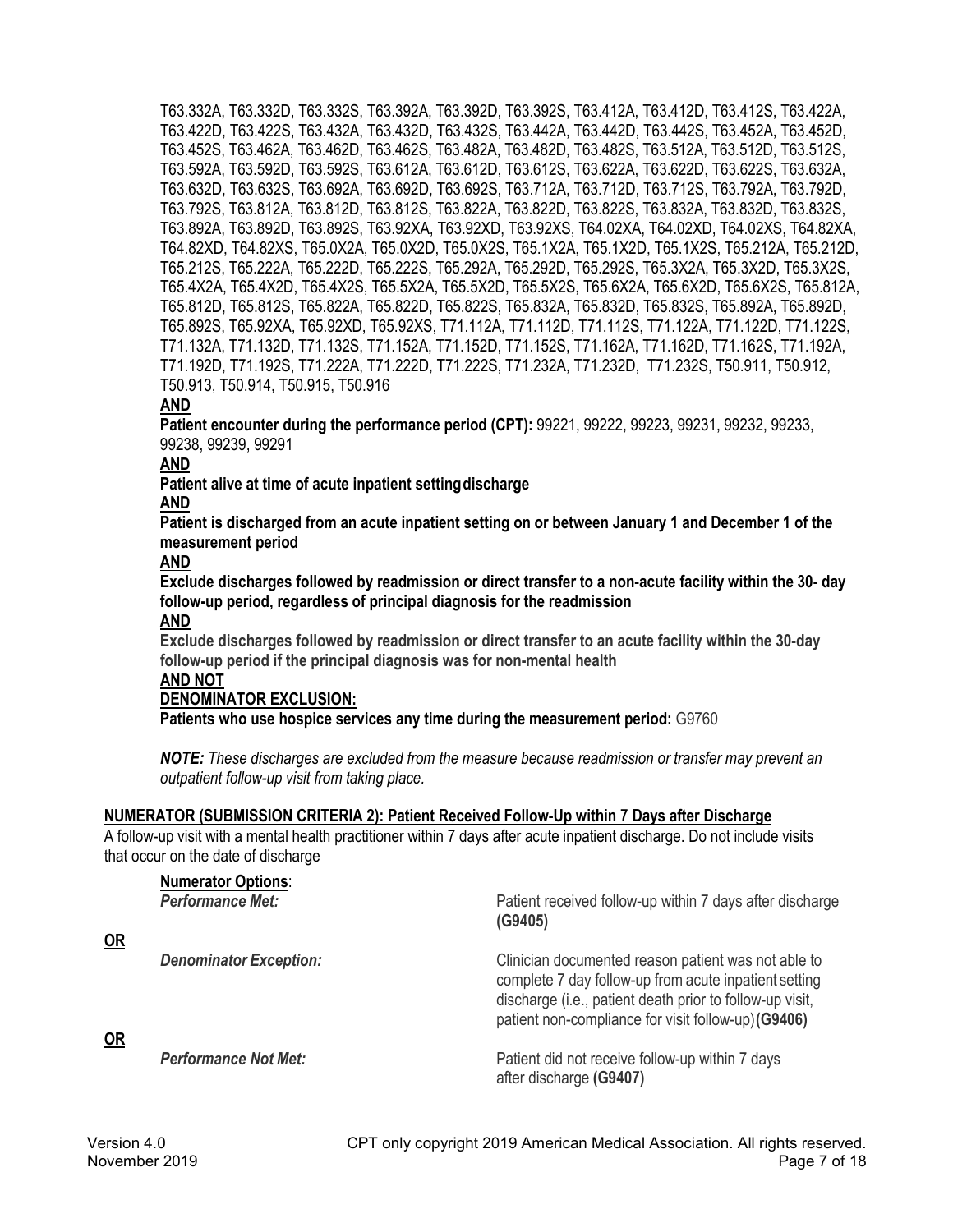T63.332A, T63.332D, T63.332S, T63.392A, T63.392D, T63.392S, T63.412A, T63.412D, T63.412S, T63.422A, T63.422D, T63.422S, T63.432A, T63.432D, T63.432S, T63.442A, T63.442D, T63.442S, T63.452A, T63.452D, T63.452S, T63.462A, T63.462D, T63.462S, T63.482A, T63.482D, T63.482S, T63.512A, T63.512D, T63.512S, T63.592A, T63.592D, T63.592S, T63.612A, T63.612D, T63.612S, T63.622A, T63.622D, T63.622S, T63.632A, T63.632D, T63.632S, T63.692A, T63.692D, T63.692S, T63.712A, T63.712D, T63.712S, T63.792A, T63.792D, T63.792S, T63.812A, T63.812D, T63.812S, T63.822A, T63.822D, T63.822S, T63.832A, T63.832D, T63.832S, T63.892A, T63.892D, T63.892S, T63.92XA, T63.92XD, T63.92XS, T64.02XA, T64.02XD, T64.02XS, T64.82XA, T64.82XD, T64.82XS, T65.0X2A, T65.0X2D, T65.0X2S, T65.1X2A, T65.1X2D, T65.1X2S, T65.212A, T65.212D, T65.212S, T65.222A, T65.222D, T65.222S, T65.292A, T65.292D, T65.292S, T65.3X2A, T65.3X2D, T65.3X2S, T65.4X2A, T65.4X2D, T65.4X2S, T65.5X2A, T65.5X2D, T65.5X2S, T65.6X2A, T65.6X2D, T65.6X2S, T65.812A, T65.812D, T65.812S, T65.822A, T65.822D, T65.822S, T65.832A, T65.832D, T65.832S, T65.892A, T65.892D, T65.892S, T65.92XA, T65.92XD, T65.92XS, T71.112A, T71.112D, T71.112S, T71.122A, T71.122D, T71.122S, T71.132A, T71.132D, T71.132S, T71.152A, T71.152D, T71.152S, T71.162A, T71.162D, T71.162S, T71.192A, T71.192D, T71.192S, T71.222A, T71.222D, T71.222S, T71.232A, T71.232D, T71.232S, T50.911, T50.912, T50.913, T50.914, T50.915, T50.916

**AND**

**Patient encounter during the performance period (CPT):** 99221, 99222, 99223, 99231, 99232, 99233, 99238, 99239, 99291

**AND**

**Patient alive at time of acute inpatient setting discharge**

**AND**

**Patient is discharged from an acute inpatient setting on or between January 1 and December 1 of the measurement period**

**AND**

**Exclude discharges followed by readmission or direct transfer to a non-acute facility within the 30- day follow-up period, regardless of principal diagnosis for the readmission**

**AND**

**Exclude discharges followed by readmission or direct transfer to an acute facility within the 30-day follow-up period if the principal diagnosis was for non-mental health**

**AND NOT**

**DENOMINATOR EXCLUSION:**

**Patients who use hospice services any time during the measurement period:** G9760

***NOTE:*** *These discharges are excluded from the measure because readmission or transfer may prevent an outpatient follow-up visit from taking place.*

**NUMERATOR (SUBMISSION CRITERIA 2): Patient Received Follow-Up within 7 Days after Discharge**

A follow-up visit with a mental health practitioner within 7 days after acute inpatient discharge. Do not include visits that occur on the date of discharge

**Numerator Options**:

***Performance Met:*** Patient received follow-up within 7 days after discharge **(G9405)**

**OR**

***Denominator Exception:*** Clinician documented reason patient was not able to complete 7 day follow-up from acute inpatient setting discharge (i.e., patient death prior to follow-up visit, patient non-compliance for visit follow-up) **(G9406)**

**OR**

***Performance Not Met:*** Patient did not receive follow-up within 7 days after discharge **(G9407)**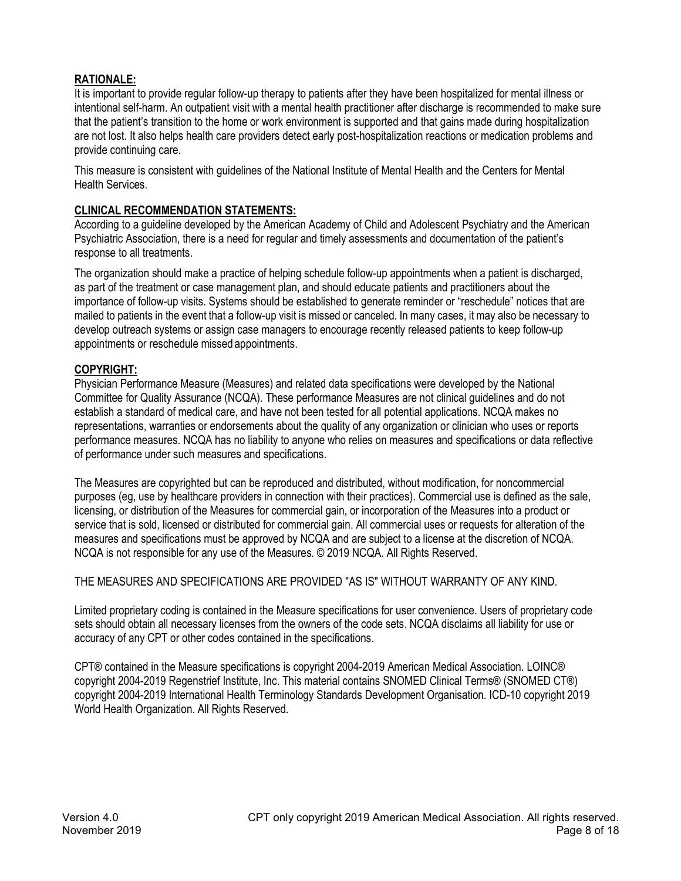## RATIONALE:

It is important to provide regular follow-up therapy to patients after they have been hospitalized for mental illness or intentional self-harm. An outpatient visit with a mental health practitioner after discharge is recommended to make sure that the patient's transition to the home or work environment is supported and that gains made during hospitalization are not lost. It also helps health care providers detect early post-hospitalization reactions or medication problems and provide continuing care.

This measure is consistent with guidelines of the National Institute of Mental Health and the Centers for Mental Health Services.

## CLINICAL RECOMMENDATION STATEMENTS:

According to a guideline developed by the American Academy of Child and Adolescent Psychiatry and the American Psychiatric Association, there is a need for regular and timely assessments and documentation of the patient's response to all treatments.

The organization should make a practice of helping schedule follow-up appointments when a patient is discharged, as part of the treatment or case management plan, and should educate patients and practitioners about the importance of follow-up visits. Systems should be established to generate reminder or "reschedule" notices that are mailed to patients in the event that a follow-up visit is missed or canceled. In many cases, it may also be necessary to develop outreach systems or assign case managers to encourage recently released patients to keep follow-up appointments or reschedule missed appointments.

## COPYRIGHT:

Physician Performance Measure (Measures) and related data specifications were developed by the National Committee for Quality Assurance (NCQA). These performance Measures are not clinical guidelines and do not establish a standard of medical care, and have not been tested for all potential applications. NCQA makes no representations, warranties or endorsements about the quality of any organization or clinician who uses or reports performance measures. NCQA has no liability to anyone who relies on measures and specifications or data reflective of performance under such measures and specifications.

The Measures are copyrighted but can be reproduced and distributed, without modification, for noncommercial purposes (eg, use by healthcare providers in connection with their practices). Commercial use is defined as the sale, licensing, or distribution of the Measures for commercial gain, or incorporation of the Measures into a product or service that is sold, licensed or distributed for commercial gain. All commercial uses or requests for alteration of the measures and specifications must be approved by NCQA and are subject to a license at the discretion of NCQA. NCQA is not responsible for any use of the Measures. © 2019 NCQA. All Rights Reserved.

THE MEASURES AND SPECIFICATIONS ARE PROVIDED "AS IS" WITHOUT WARRANTY OF ANY KIND.

Limited proprietary coding is contained in the Measure specifications for user convenience. Users of proprietary code sets should obtain all necessary licenses from the owners of the code sets. NCQA disclaims all liability for use or accuracy of any CPT or other codes contained in the specifications.

CPT® contained in the Measure specifications is copyright 2004-2019 American Medical Association. LOINC® copyright 2004-2019 Regenstrief Institute, Inc. This material contains SNOMED Clinical Terms® (SNOMED CT®) copyright 2004-2019 International Health Terminology Standards Development Organisation. ICD-10 copyright 2019 World Health Organization. All Rights Reserved.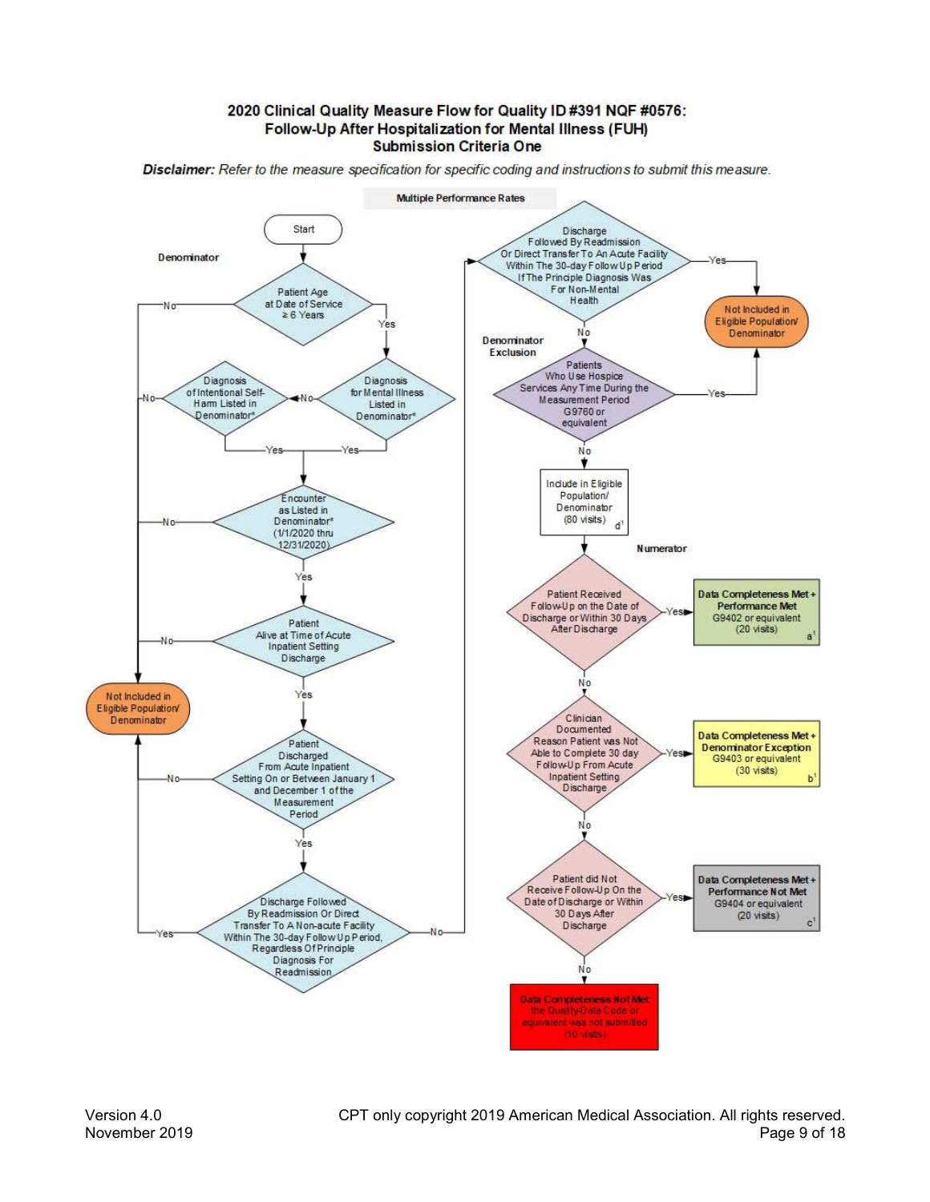# 2020 Clinical Quality Measure Flow for Quality ID #391 NQF #0576: Follow-Up After Hospitalization for Mental Illness (FUH)
## Submission Criteria One

***Disclaimer:*** *Refer to the measure specification for specific coding and instructions to submit this measure.*

**Multiple Performance Rates**

Start

**Denominator**

- Patient Age at Date of Service ≥ 6 Years
  - No → Not Included in Eligible Population/ Denominator
  - Yes → Diagnosis for Mental Illness Listed in Denominator*
- Diagnosis for Mental Illness Listed in Denominator*
  - Yes → Encounter as Listed in Denominator* (1/1/2020 thru 12/31/2020)
  - No → Diagnosis of Intentional Self-Harm Listed in Denominator*
- Diagnosis of Intentional Self-Harm Listed in Denominator*
  - Yes → Encounter as Listed in Denominator* (1/1/2020 thru 12/31/2020)
  - No → Not Included in Eligible Population/ Denominator
- Encounter as Listed in Denominator* (1/1/2020 thru 12/31/2020)
  - No → Not Included in Eligible Population/ Denominator
  - Yes → Patient Alive at Time of Acute Inpatient Setting Discharge
- Patient Alive at Time of Acute Inpatient Setting Discharge
  - No → Not Included in Eligible Population/ Denominator
  - Yes → Patient Discharged From Acute Inpatient Setting On or Between January 1 and December 1 of the Measurement Period
- Patient Discharged From Acute Inpatient Setting On or Between January 1 and December 1 of the Measurement Period
  - No → Not Included in Eligible Population/ Denominator
  - Yes → Discharge Followed By Readmission Or Direct Transfer To A Non-acute Facility Within The 30-day Follow Up Period, Regardless Of Principle Diagnosis For Readmission
- Discharge Followed By Readmission Or Direct Transfer To A Non-acute Facility Within The 30-day Follow Up Period, Regardless Of Principle Diagnosis For Readmission
  - Yes → Not Included in Eligible Population/ Denominator
  - No → Discharge Followed By Readmission Or Direct Transfer To An Acute Facility Within The 30-day Follow Up Period If The Principle Diagnosis Was For Non-Mental Health
- Discharge Followed By Readmission Or Direct Transfer To An Acute Facility Within The 30-day Follow Up Period If The Principle Diagnosis Was For Non-Mental Health
  - Yes → Not Included in Eligible Population/ Denominator
  - No → Denominator Exclusion

**Denominator Exclusion**

- Patients Who Use Hospice Services Any Time During the Measurement Period G9760 or equivalent
  - Yes → Not Included in Eligible Population/ Denominator
  - No → Include in Eligible Population/ Denominator (80 visits) d[1]

**Numerator**

- Patient Received Follow-Up on the Date of Discharge or Within 30 Days After Discharge
  - Yes → **Data Completeness Met + Performance Met** G9402 or equivalent (20 visits) a[1]
  - No → Clinician Documented Reason Patient was Not Able to Complete 30 day Follow-Up From Acute Inpatient Setting Discharge
- Clinician Documented Reason Patient was Not Able to Complete 30 day Follow-Up From Acute Inpatient Setting Discharge
  - Yes → **Data Completeness Met + Denominator Exception** G9403 or equivalent (30 visits) b[1]
  - No → Patient did Not Receive Follow-Up On the Date of Discharge or Within 30 Days After Discharge
- Patient did Not Receive Follow-Up On the Date of Discharge or Within 30 Days After Discharge
  - Yes → **Data Completeness Met + Performance Not Met** G9404 or equivalent (20 visits) c[1]
  - No → **Data Completeness Not Met** the Quality-Data Code or equivalent was not submitted (10 visits)

Version 4.0
November 2019

CPT only copyright 2019 American Medical Association. All rights reserved.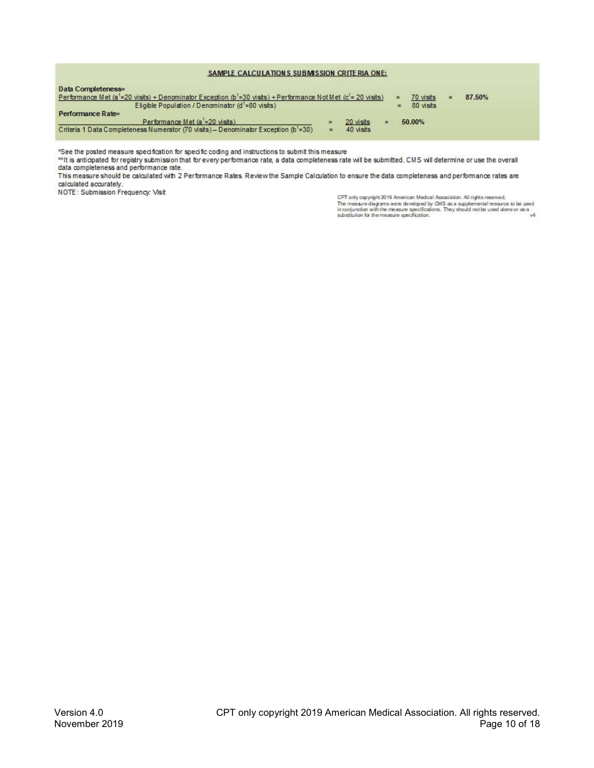**SAMPLE CALCULATIONS SUBMISSION CRITERIA ONE:**

**Data Completeness=**

Performance Met ($a^1$=20 visits) + Denominator Exception ($b^1$=30 visits) + Performance Not Met ($c^1$= 20 visits) = 70 visits = 87.50%
Eligible Population / Denominator ($d^1$=80 visits) = 80 visits

**Performance Rate=**

Performance Met ($a^1$=20 visits) = 20 visits = 50.00%
Criteria 1 Data Completeness Numerator (70 visits) – Denominator Exception ($b^1$=30) = 40 visits

*See the posted measure specification for specific coding and instructions to submit this measure

**It is anticipated for registry submission that for every performance rate, a data completeness rate will be submitted. CMS will determine or use the overall data completeness and performance rate.

This measure should be calculated with 2 Performance Rates. Review the Sample Calculation to ensure the data completeness and performance rates are calculated accurately.

NOTE: Submission Frequency: Visit

CPT only copyright 2019 American Medical Association. All rights reserved.
The measure diagrams were developed by CMS as a supplemental resource to be used in conjunction with the measure specifications. They should not be used alone or as a substitution for the measure specification. v4

Version 4.0
November 2019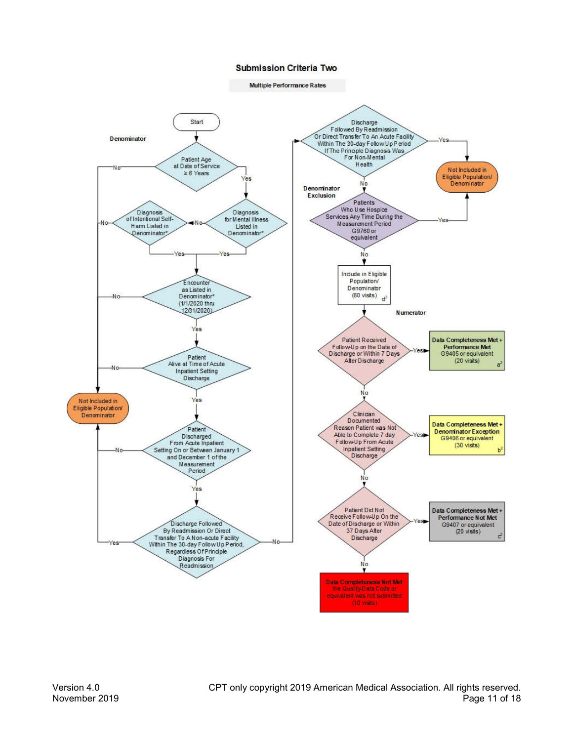# Submission Criteria Two

**Multiple Performance Rates**

**Denominator**

Start

Patient Age at Date of Service ≥ 6 Years
- No → Not Included in Eligible Population/ Denominator
- Yes → Diagnosis for Mental Illness Listed in Denominator*

Diagnosis for Mental Illness Listed in Denominator*
- No → Diagnosis of Intentional Self-Harm Listed in Denominator*
- Yes → Encounter as Listed in Denominator* (1/1/2020 thru 12/31/2020)

Diagnosis of Intentional Self-Harm Listed in Denominator*
- No → Not Included in Eligible Population/ Denominator
- Yes → Encounter as Listed in Denominator* (1/1/2020 thru 12/31/2020)

Encounter as Listed in Denominator* (1/1/2020 thru 12/31/2020)
- No → Not Included in Eligible Population/ Denominator
- Yes → Patient Alive at Time of Acute Inpatient Setting Discharge

Patient Alive at Time of Acute Inpatient Setting Discharge
- No → Not Included in Eligible Population/ Denominator
- Yes → Patient Discharged From Acute Inpatient Setting On or Between January 1 and December 1 of the Measurement Period

Patient Discharged From Acute Inpatient Setting On or Between January 1 and December 1 of the Measurement Period
- No → Not Included in Eligible Population/ Denominator
- Yes → Discharge Followed By Readmission Or Direct Transfer To A Non-acute Facility Within The 30-day Follow Up Period, Regardless Of Principle Diagnosis For Readmission

Discharge Followed By Readmission Or Direct Transfer To A Non-acute Facility Within The 30-day Follow Up Period, Regardless Of Principle Diagnosis For Readmission
- Yes → Not Included in Eligible Population/ Denominator
- No → Discharge Followed By Readmission Or Direct Transfer To An Acute Facility Within The 30-day Follow Up Period If The Principle Diagnosis Was For Non-Mental Health

Discharge Followed By Readmission Or Direct Transfer To An Acute Facility Within The 30-day Follow Up Period If The Principle Diagnosis Was For Non-Mental Health
- Yes → Not Included in Eligible Population/ Denominator
- No → Denominator Exception

**Denominator Exception**

Patients Who Use Hospice Services Any Time During the Measurement Period G9760 or equivalent
- Yes → Not Included in Eligible Population/ Denominator
- No → Include in Eligible Population/ Denominator (80 visits) d[2]

**Numerator**

Patient Received Follow-Up on the Date of Discharge or Within 7 Days After Discharge
- Yes → **Data Completeness Met + Performance Met** G9405 or equivalent (20 visits) a[2]
- No → Clinician Documented Reason Patient was Not Able to Complete 7 day Follow-Up From Acute Inpatient Setting Discharge

Clinician Documented Reason Patient was Not Able to Complete 7 day Follow-Up From Acute Inpatient Setting Discharge
- Yes → **Data Completeness Met + Denominator Exception** G9406 or equivalent (30 visits) b[2]
- No → Patient Did Not Receive Follow-Up On the Date of Discharge or Within 37 Days After Discharge

Patient Did Not Receive Follow-Up On the Date of Discharge or Within 37 Days After Discharge
- Yes → **Data Completeness Met + Performance Not Met** G9407 or equivalent (20 visits) c[2]
- No → **Data Completeness Not Met** the Quality-Data Code or equivalent was not submitted (10 visits)

Version 4.0
November 2019

CPT only copyright 2019 American Medical Association. All rights reserved.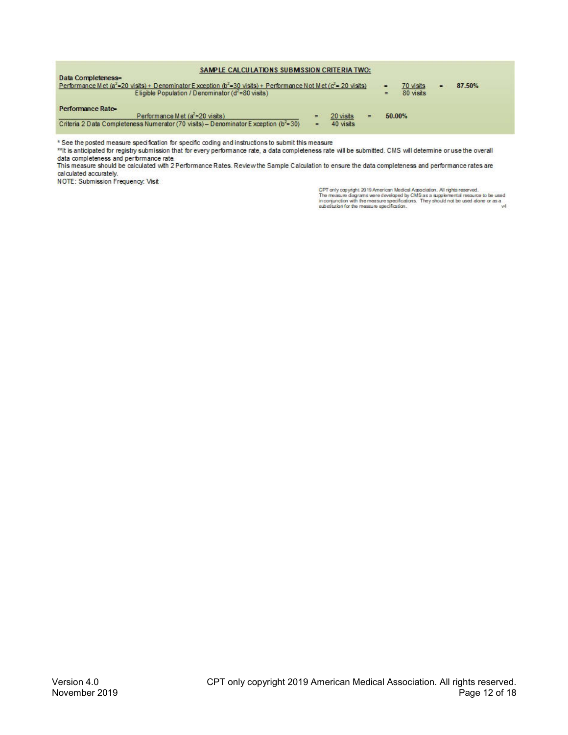**SAMPLE CALCULATIONS SUBMISSION CRITERIA TWO:**

**Data Completeness=**

$$\frac{\text{Performance Met } (a^2\text{=20 visits}) + \text{Denominator Exception } (b^2\text{=30 visits}) + \text{Performance Not Met } (c^2\text{= 20 visits})}{\text{Eligible Population / Denominator } (d^2\text{=80 visits})} = \frac{\text{70 visits}}{\text{80 visits}} = \textbf{87.50\%}$$

**Performance Rate=**

$$\frac{\text{Performance Met } (a^2\text{=20 visits})}{\text{Criteria 2 Data Completeness Numerator (70 visits)} - \text{Denominator Exception } (b^2\text{=30})} = \frac{\text{20 visits}}{\text{40 visits}} = \textbf{50.00\%}$$

* See the posted measure specification for specific coding and instructions to submit this measure

**It is anticipated for registry submission that for every performance rate, a data completeness rate will be submitted. CMS will determine or use the overall data completeness and performance rate.

This measure should be calculated with 2 Performance Rates. Review the Sample Calculation to ensure the data completeness and performance rates are calculated accurately.

NOTE: Submission Frequency: Visit

CPT only copyright 2019 American Medical Association. All rights reserved.
The measure diagrams were developed by CMS as a supplemental resource to be used in conjunction with the measure specifications. They should not be used alone or as a substitution for the measure specification.
v4

Version 4.0
November 2019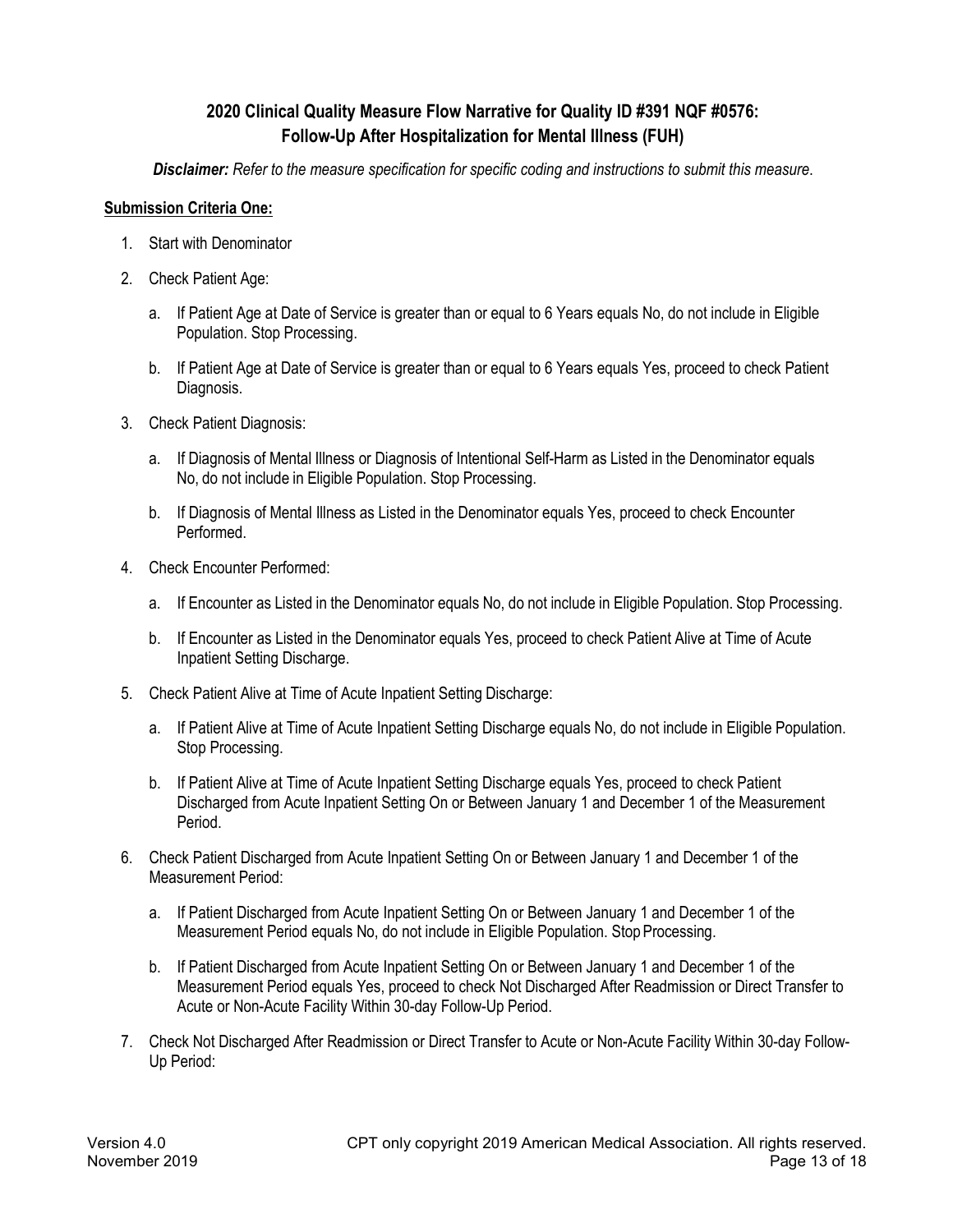## 2020 Clinical Quality Measure Flow Narrative for Quality ID #391 NQF #0576: Follow-Up After Hospitalization for Mental Illness (FUH)

***Disclaimer:*** *Refer to the measure specification for specific coding and instructions to submit this measure.*

**Submission Criteria One:**

1. Start with Denominator
2. Check Patient Age:
   a. If Patient Age at Date of Service is greater than or equal to 6 Years equals No, do not include in Eligible Population. Stop Processing.
   b. If Patient Age at Date of Service is greater than or equal to 6 Years equals Yes, proceed to check Patient Diagnosis.
3. Check Patient Diagnosis:
   a. If Diagnosis of Mental Illness or Diagnosis of Intentional Self-Harm as Listed in the Denominator equals No, do not include in Eligible Population. Stop Processing.
   b. If Diagnosis of Mental Illness as Listed in the Denominator equals Yes, proceed to check Encounter Performed.
4. Check Encounter Performed:
   a. If Encounter as Listed in the Denominator equals No, do not include in Eligible Population. Stop Processing.
   b. If Encounter as Listed in the Denominator equals Yes, proceed to check Patient Alive at Time of Acute Inpatient Setting Discharge.
5. Check Patient Alive at Time of Acute Inpatient Setting Discharge:
   a. If Patient Alive at Time of Acute Inpatient Setting Discharge equals No, do not include in Eligible Population. Stop Processing.
   b. If Patient Alive at Time of Acute Inpatient Setting Discharge equals Yes, proceed to check Patient Discharged from Acute Inpatient Setting On or Between January 1 and December 1 of the Measurement Period.
6. Check Patient Discharged from Acute Inpatient Setting On or Between January 1 and December 1 of the Measurement Period:
   a. If Patient Discharged from Acute Inpatient Setting On or Between January 1 and December 1 of the Measurement Period equals No, do not include in Eligible Population. Stop Processing.
   b. If Patient Discharged from Acute Inpatient Setting On or Between January 1 and December 1 of the Measurement Period equals Yes, proceed to check Not Discharged After Readmission or Direct Transfer to Acute or Non-Acute Facility Within 30-day Follow-Up Period.
7. Check Not Discharged After Readmission or Direct Transfer to Acute or Non-Acute Facility Within 30-day Follow-Up Period: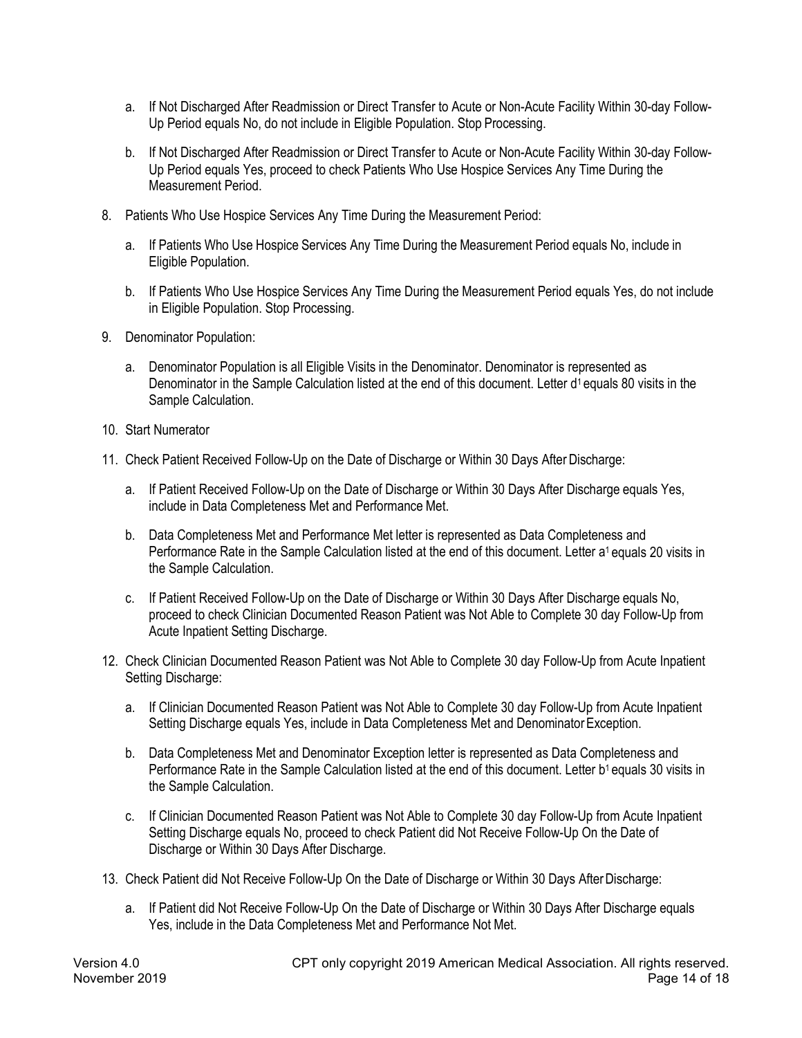a. If Not Discharged After Readmission or Direct Transfer to Acute or Non-Acute Facility Within 30-day Follow-Up Period equals No, do not include in Eligible Population. Stop Processing.

b. If Not Discharged After Readmission or Direct Transfer to Acute or Non-Acute Facility Within 30-day Follow-Up Period equals Yes, proceed to check Patients Who Use Hospice Services Any Time During the Measurement Period.

8. Patients Who Use Hospice Services Any Time During the Measurement Period:

   a. If Patients Who Use Hospice Services Any Time During the Measurement Period equals No, include in Eligible Population.

   b. If Patients Who Use Hospice Services Any Time During the Measurement Period equals Yes, do not include in Eligible Population. Stop Processing.

9. Denominator Population:

   a. Denominator Population is all Eligible Visits in the Denominator. Denominator is represented as Denominator in the Sample Calculation listed at the end of this document. Letter $d^1$ equals 80 visits in the Sample Calculation.

10. Start Numerator

11. Check Patient Received Follow-Up on the Date of Discharge or Within 30 Days After Discharge:

    a. If Patient Received Follow-Up on the Date of Discharge or Within 30 Days After Discharge equals Yes, include in Data Completeness Met and Performance Met.

    b. Data Completeness Met and Performance Met letter is represented as Data Completeness and Performance Rate in the Sample Calculation listed at the end of this document. Letter $a^1$ equals 20 visits in the Sample Calculation.

    c. If Patient Received Follow-Up on the Date of Discharge or Within 30 Days After Discharge equals No, proceed to check Clinician Documented Reason Patient was Not Able to Complete 30 day Follow-Up from Acute Inpatient Setting Discharge.

12. Check Clinician Documented Reason Patient was Not Able to Complete 30 day Follow-Up from Acute Inpatient Setting Discharge:

    a. If Clinician Documented Reason Patient was Not Able to Complete 30 day Follow-Up from Acute Inpatient Setting Discharge equals Yes, include in Data Completeness Met and Denominator Exception.

    b. Data Completeness Met and Denominator Exception letter is represented as Data Completeness and Performance Rate in the Sample Calculation listed at the end of this document. Letter $b^1$ equals 30 visits in the Sample Calculation.

    c. If Clinician Documented Reason Patient was Not Able to Complete 30 day Follow-Up from Acute Inpatient Setting Discharge equals No, proceed to check Patient did Not Receive Follow-Up On the Date of Discharge or Within 30 Days After Discharge.

13. Check Patient did Not Receive Follow-Up On the Date of Discharge or Within 30 Days After Discharge:

    a. If Patient did Not Receive Follow-Up On the Date of Discharge or Within 30 Days After Discharge equals Yes, include in the Data Completeness Met and Performance Not Met.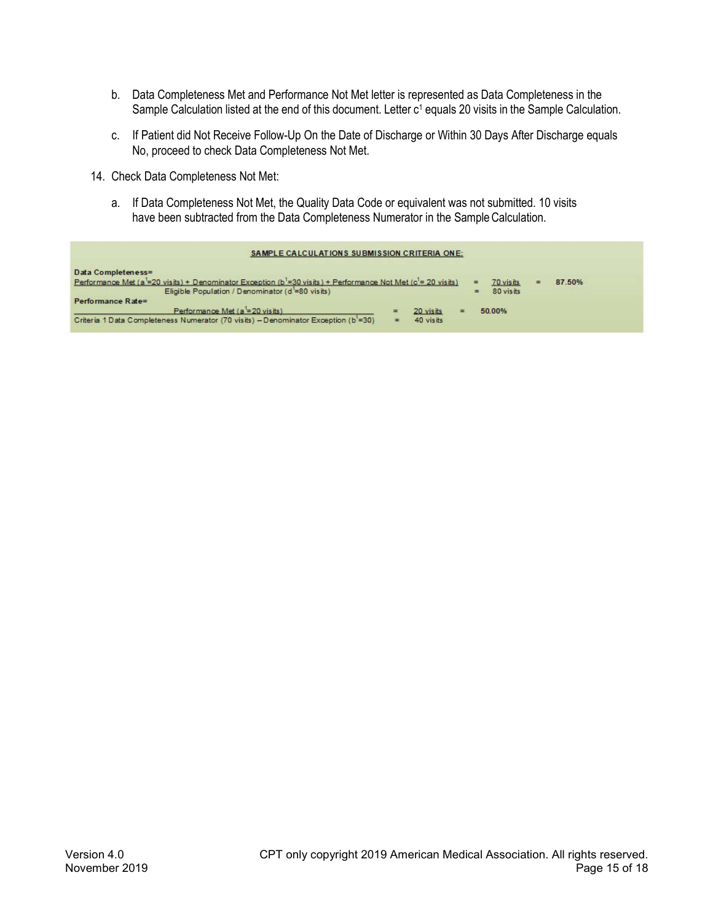b. Data Completeness Met and Performance Not Met letter is represented as Data Completeness in the Sample Calculation listed at the end of this document. Letter $c^1$ equals 20 visits in the Sample Calculation.

c. If Patient did Not Receive Follow-Up On the Date of Discharge or Within 30 Days After Discharge equals No, proceed to check Data Completeness Not Met.

14. Check Data Completeness Not Met:

    a. If Data Completeness Not Met, the Quality Data Code or equivalent was not submitted. 10 visits have been subtracted from the Data Completeness Numerator in the Sample Calculation.

**SAMPLE CALCULATIONS SUBMISSION CRITERIA ONE:**

**Data Completeness=**

$$\frac{\text{Performance Met } (a^1\text{=20 visits}) + \text{Denominator Exception } (b^1\text{=30 visits}) + \text{Performance Not Met } (c^1\text{= 20 visits})}{\text{Eligible Population / Denominator } (d^1\text{=80 visits})} = \frac{\text{70 visits}}{\text{80 visits}} = 87.50\%$$

**Performance Rate=**

$$\frac{\text{Performance Met } (a^1\text{=20 visits})}{\text{Criteria 1 Data Completeness Numerator (70 visits)} - \text{Denominator Exception } (b^1\text{=30})} = \frac{\text{20 visits}}{\text{40 visits}} = 50.00\%$$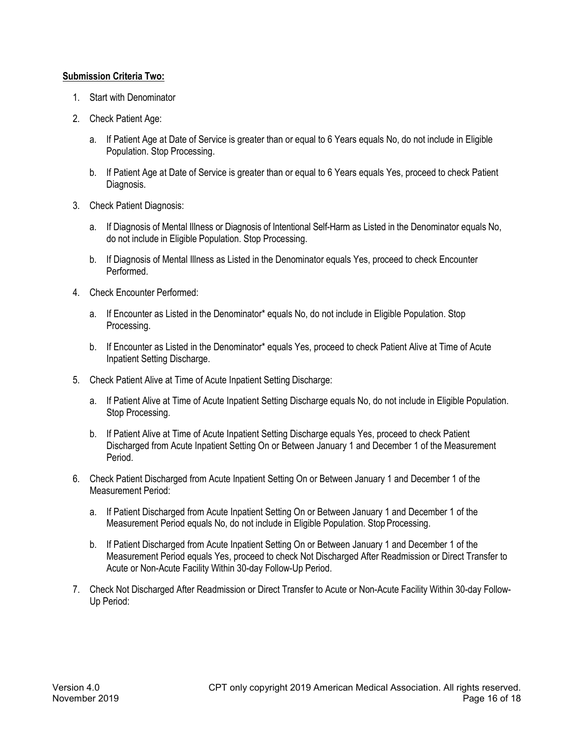**Submission Criteria Two:**

1. Start with Denominator
2. Check Patient Age:
    a. If Patient Age at Date of Service is greater than or equal to 6 Years equals No, do not include in Eligible Population. Stop Processing.
    b. If Patient Age at Date of Service is greater than or equal to 6 Years equals Yes, proceed to check Patient Diagnosis.
3. Check Patient Diagnosis:
    a. If Diagnosis of Mental Illness or Diagnosis of Intentional Self-Harm as Listed in the Denominator equals No, do not include in Eligible Population. Stop Processing.
    b. If Diagnosis of Mental Illness as Listed in the Denominator equals Yes, proceed to check Encounter Performed.
4. Check Encounter Performed:
    a. If Encounter as Listed in the Denominator* equals No, do not include in Eligible Population. Stop Processing.
    b. If Encounter as Listed in the Denominator* equals Yes, proceed to check Patient Alive at Time of Acute Inpatient Setting Discharge.
5. Check Patient Alive at Time of Acute Inpatient Setting Discharge:
    a. If Patient Alive at Time of Acute Inpatient Setting Discharge equals No, do not include in Eligible Population. Stop Processing.
    b. If Patient Alive at Time of Acute Inpatient Setting Discharge equals Yes, proceed to check Patient Discharged from Acute Inpatient Setting On or Between January 1 and December 1 of the Measurement Period.
6. Check Patient Discharged from Acute Inpatient Setting On or Between January 1 and December 1 of the Measurement Period:
    a. If Patient Discharged from Acute Inpatient Setting On or Between January 1 and December 1 of the Measurement Period equals No, do not include in Eligible Population. Stop Processing.
    b. If Patient Discharged from Acute Inpatient Setting On or Between January 1 and December 1 of the Measurement Period equals Yes, proceed to check Not Discharged After Readmission or Direct Transfer to Acute or Non-Acute Facility Within 30-day Follow-Up Period.
7. Check Not Discharged After Readmission or Direct Transfer to Acute or Non-Acute Facility Within 30-day Follow-Up Period: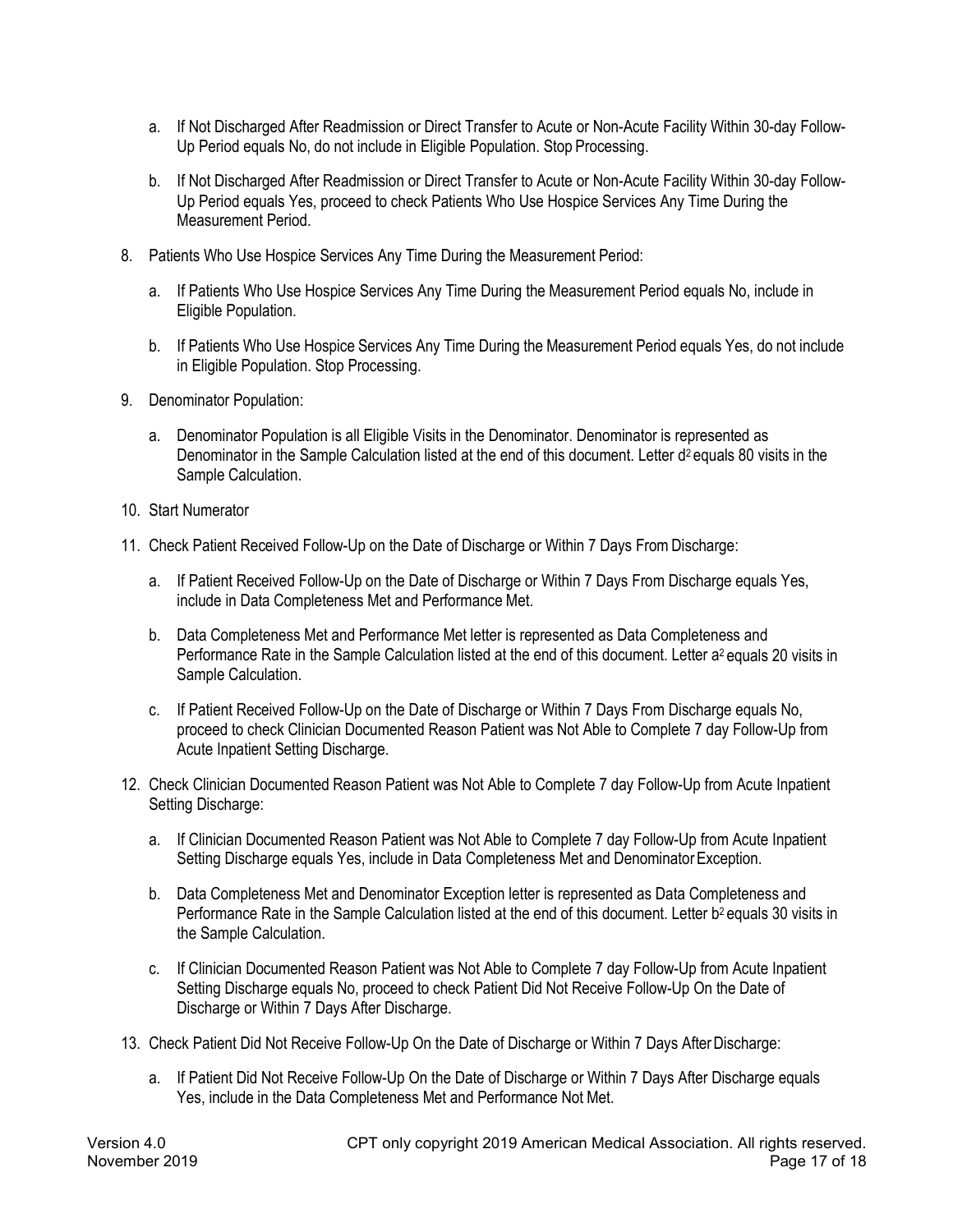a. If Not Discharged After Readmission or Direct Transfer to Acute or Non-Acute Facility Within 30-day Follow-Up Period equals No, do not include in Eligible Population. Stop Processing.

b. If Not Discharged After Readmission or Direct Transfer to Acute or Non-Acute Facility Within 30-day Follow-Up Period equals Yes, proceed to check Patients Who Use Hospice Services Any Time During the Measurement Period.

8. Patients Who Use Hospice Services Any Time During the Measurement Period:

   a. If Patients Who Use Hospice Services Any Time During the Measurement Period equals No, include in Eligible Population.

   b. If Patients Who Use Hospice Services Any Time During the Measurement Period equals Yes, do not include in Eligible Population. Stop Processing.

9. Denominator Population:

   a. Denominator Population is all Eligible Visits in the Denominator. Denominator is represented as Denominator in the Sample Calculation listed at the end of this document. Letter $d^2$ equals 80 visits in the Sample Calculation.

10. Start Numerator

11. Check Patient Received Follow-Up on the Date of Discharge or Within 7 Days From Discharge:

    a. If Patient Received Follow-Up on the Date of Discharge or Within 7 Days From Discharge equals Yes, include in Data Completeness Met and Performance Met.

    b. Data Completeness Met and Performance Met letter is represented as Data Completeness and Performance Rate in the Sample Calculation listed at the end of this document. Letter $a^2$ equals 20 visits in Sample Calculation.

    c. If Patient Received Follow-Up on the Date of Discharge or Within 7 Days From Discharge equals No, proceed to check Clinician Documented Reason Patient was Not Able to Complete 7 day Follow-Up from Acute Inpatient Setting Discharge.

12. Check Clinician Documented Reason Patient was Not Able to Complete 7 day Follow-Up from Acute Inpatient Setting Discharge:

    a. If Clinician Documented Reason Patient was Not Able to Complete 7 day Follow-Up from Acute Inpatient Setting Discharge equals Yes, include in Data Completeness Met and Denominator Exception.

    b. Data Completeness Met and Denominator Exception letter is represented as Data Completeness and Performance Rate in the Sample Calculation listed at the end of this document. Letter $b^2$ equals 30 visits in the Sample Calculation.

    c. If Clinician Documented Reason Patient was Not Able to Complete 7 day Follow-Up from Acute Inpatient Setting Discharge equals No, proceed to check Patient Did Not Receive Follow-Up On the Date of Discharge or Within 7 Days After Discharge.

13. Check Patient Did Not Receive Follow-Up On the Date of Discharge or Within 7 Days After Discharge:

    a. If Patient Did Not Receive Follow-Up On the Date of Discharge or Within 7 Days After Discharge equals Yes, include in the Data Completeness Met and Performance Not Met.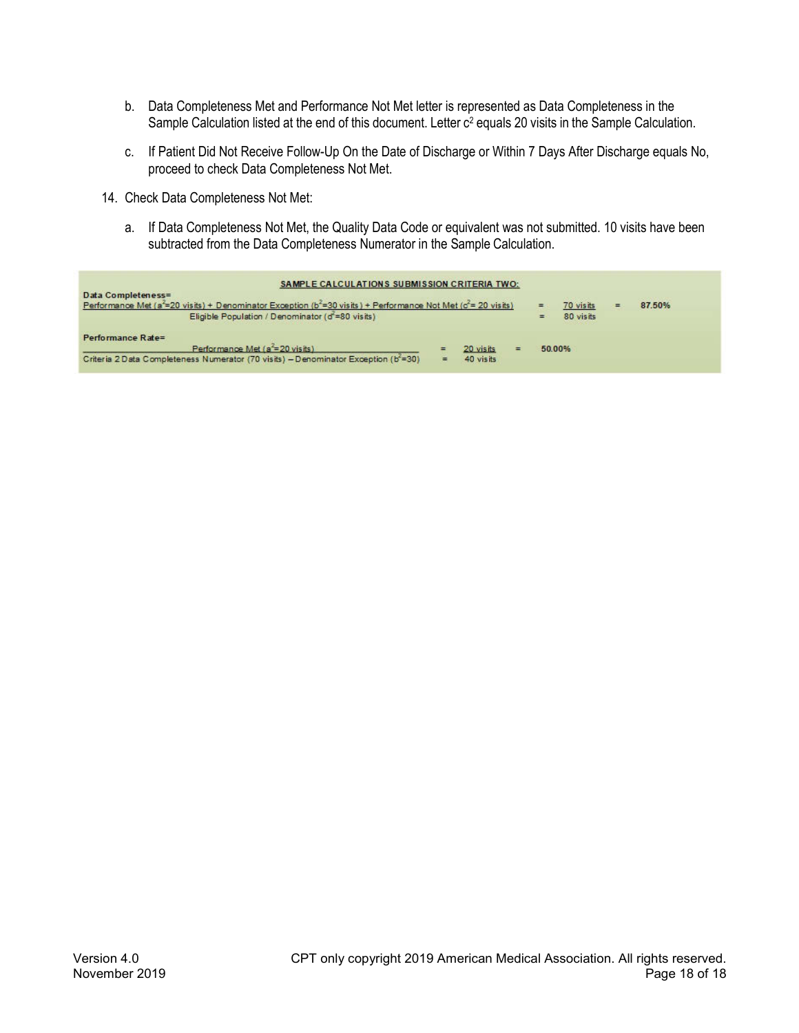b. Data Completeness Met and Performance Not Met letter is represented as Data Completeness in the Sample Calculation listed at the end of this document. Letter $c^2$ equals 20 visits in the Sample Calculation.

c. If Patient Did Not Receive Follow-Up On the Date of Discharge or Within 7 Days After Discharge equals No, proceed to check Data Completeness Not Met.

14. Check Data Completeness Not Met:

a. If Data Completeness Not Met, the Quality Data Code or equivalent was not submitted. 10 visits have been subtracted from the Data Completeness Numerator in the Sample Calculation.

**SAMPLE CALCULATIONS SUBMISSION CRITERIA TWO:**

**Data Completeness=**

$$\frac{\text{Performance Met } (a^2=20 \text{ visits}) + \text{Denominator Exception } (b^2=30 \text{ visits}) + \text{Performance Not Met } (c^2=20 \text{ visits})}{\text{Eligible Population / Denominator } (d^2=80 \text{ visits})} = \frac{70 \text{ visits}}{80 \text{ visits}} = 87.50\%$$

**Performance Rate=**

$$\frac{\text{Performance Met } (a^2=20 \text{ visits})}{\text{Criteria 2 Data Completeness Numerator (70 visits)} - \text{Denominator Exception } (b^2=30)} = \frac{20 \text{ visits}}{40 \text{ visits}} = 50.00\%$$